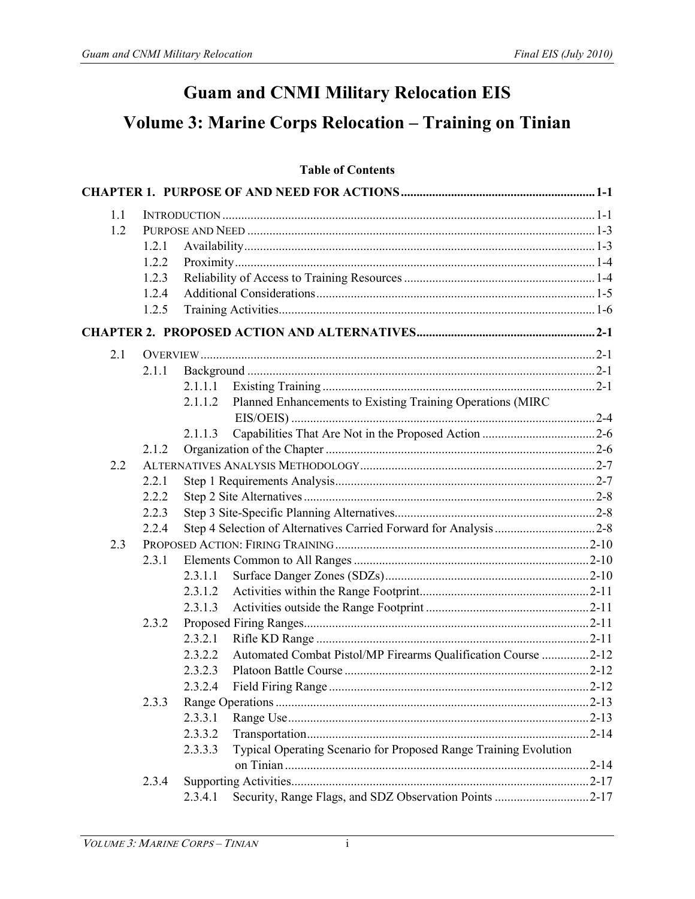# Guam and CNMI Military Relocation EIS

# Volume 3: Marine Corps Relocation – Training on Tinian

## Table of Contents

**CHAPTER 1. PURPOSE OF AND NEED FOR ACTIONS** ....... 1-1

- 1.1 INTRODUCTION ....... 1-1
- 1.2 PURPOSE AND NEED ....... 1-3
  - 1.2.1 Availability ....... 1-3
  - 1.2.2 Proximity ....... 1-4
  - 1.2.3 Reliability of Access to Training Resources ....... 1-4
  - 1.2.4 Additional Considerations ....... 1-5
  - 1.2.5 Training Activities ....... 1-6

**CHAPTER 2. PROPOSED ACTION AND ALTERNATIVES** ....... 2-1

- 2.1 OVERVIEW ....... 2-1
  - 2.1.1 Background ....... 2-1
    - 2.1.1.1 Existing Training ....... 2-1
    - 2.1.1.2 Planned Enhancements to Existing Training Operations (MIRC EIS/OEIS) ....... 2-4
    - 2.1.1.3 Capabilities That Are Not in the Proposed Action ....... 2-6
  - 2.1.2 Organization of the Chapter ....... 2-6
- 2.2 ALTERNATIVES ANALYSIS METHODOLOGY ....... 2-7
  - 2.2.1 Step 1 Requirements Analysis ....... 2-7
  - 2.2.2 Step 2 Site Alternatives ....... 2-8
  - 2.2.3 Step 3 Site-Specific Planning Alternatives ....... 2-8
  - 2.2.4 Step 4 Selection of Alternatives Carried Forward for Analysis ....... 2-8
- 2.3 PROPOSED ACTION: FIRING TRAINING ....... 2-10
  - 2.3.1 Elements Common to All Ranges ....... 2-10
    - 2.3.1.1 Surface Danger Zones (SDZs) ....... 2-10
    - 2.3.1.2 Activities within the Range Footprint ....... 2-11
    - 2.3.1.3 Activities outside the Range Footprint ....... 2-11
  - 2.3.2 Proposed Firing Ranges ....... 2-11
    - 2.3.2.1 Rifle KD Range ....... 2-11
    - 2.3.2.2 Automated Combat Pistol/MP Firearms Qualification Course ....... 2-12
    - 2.3.2.3 Platoon Battle Course ....... 2-12
    - 2.3.2.4 Field Firing Range ....... 2-12
  - 2.3.3 Range Operations ....... 2-13
    - 2.3.3.1 Range Use ....... 2-13
    - 2.3.3.2 Transportation ....... 2-14
    - 2.3.3.3 Typical Operating Scenario for Proposed Range Training Evolution on Tinian ....... 2-14
  - 2.3.4 Supporting Activities ....... 2-17
    - 2.3.4.1 Security, Range Flags, and SDZ Observation Points ....... 2-17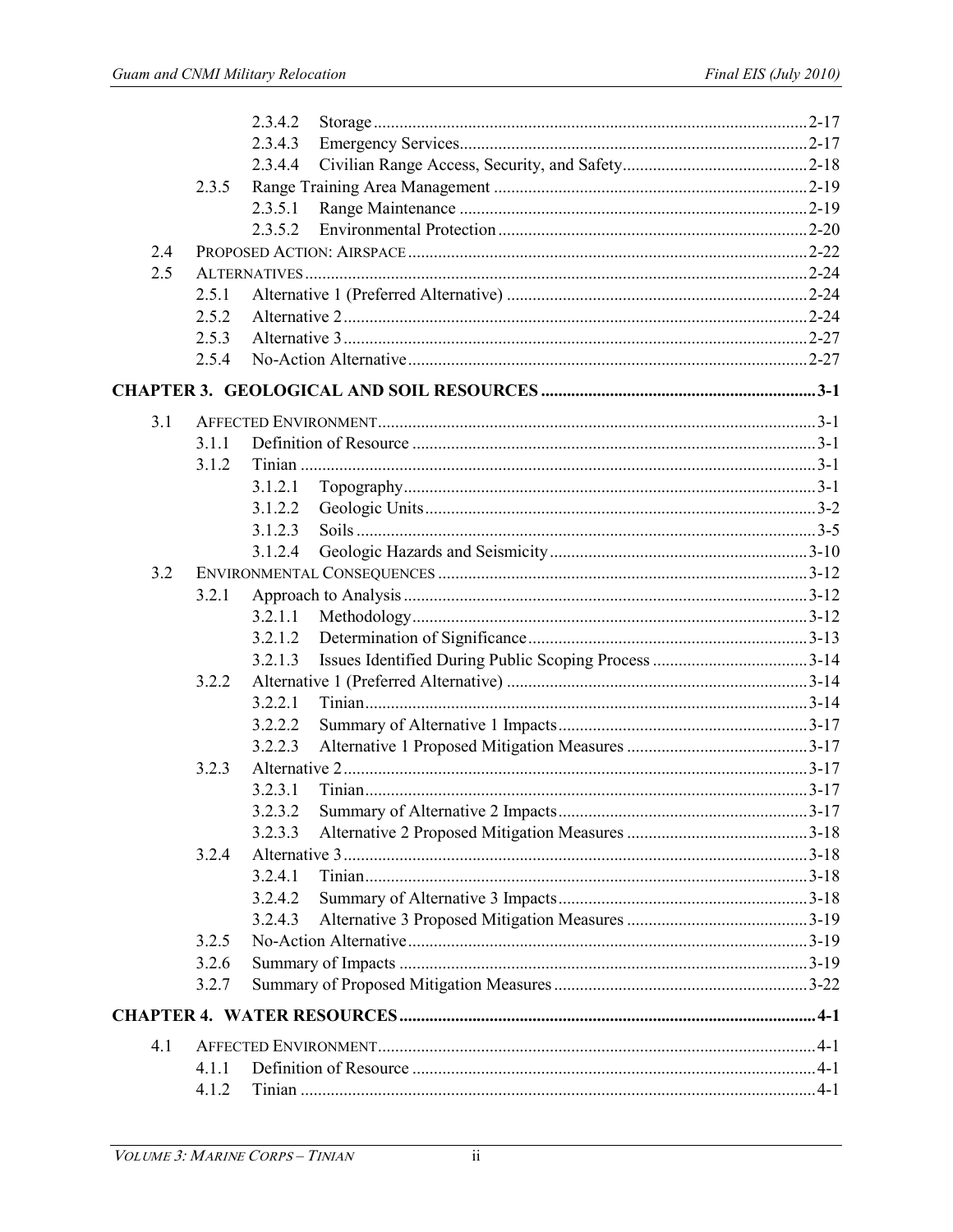2.3.4.2 Storage ........................................................................................................ 2-17
2.3.4.3 Emergency Services.................................................................................... 2-17
2.3.4.4 Civilian Range Access, Security, and Safety........................................... 2-18
2.3.5 Range Training Area Management ........................................................................ 2-19
2.3.5.1 Range Maintenance ................................................................................ 2-19
2.3.5.2 Environmental Protection ....................................................................... 2-20
2.4 PROPOSED ACTION: AIRSPACE ........................................................................................ 2-22
2.5 ALTERNATIVES ................................................................................................................ 2-24
2.5.1 Alternative 1 (Preferred Alternative) ..................................................................... 2-24
2.5.2 Alternative 2 .......................................................................................................... 2-24
2.5.3 Alternative 3 .......................................................................................................... 2-27
2.5.4 No-Action Alternative ............................................................................................ 2-27

**CHAPTER 3. GEOLOGICAL AND SOIL RESOURCES ............................................................... 3-1**

3.1 AFFECTED ENVIRONMENT ................................................................................................. 3-1
3.1.1 Definition of Resource ............................................................................................. 3-1
3.1.2 Tinian ....................................................................................................................... 3-1
3.1.2.1 Topography ............................................................................................... 3-1
3.1.2.2 Geologic Units ........................................................................................... 3-2
3.1.2.3 Soils .......................................................................................................... 3-5
3.1.2.4 Geologic Hazards and Seismicity ........................................................... 3-10
3.2 ENVIRONMENTAL CONSEQUENCES .................................................................................. 3-12
3.2.1 Approach to Analysis ............................................................................................. 3-12
3.2.1.1 Methodology ........................................................................................... 3-12
3.2.1.2 Determination of Significance ................................................................ 3-13
3.2.1.3 Issues Identified During Public Scoping Process .................................... 3-14
3.2.2 Alternative 1 (Preferred Alternative) ..................................................................... 3-14
3.2.2.1 Tinian ...................................................................................................... 3-14
3.2.2.2 Summary of Alternative 1 Impacts .......................................................... 3-17
3.2.2.3 Alternative 1 Proposed Mitigation Measures .......................................... 3-17
3.2.3 Alternative 2 .......................................................................................................... 3-17
3.2.3.1 Tinian ...................................................................................................... 3-17
3.2.3.2 Summary of Alternative 2 Impacts .......................................................... 3-17
3.2.3.3 Alternative 2 Proposed Mitigation Measures .......................................... 3-18
3.2.4 Alternative 3 .......................................................................................................... 3-18
3.2.4.1 Tinian ...................................................................................................... 3-18
3.2.4.2 Summary of Alternative 3 Impacts .......................................................... 3-18
3.2.4.3 Alternative 3 Proposed Mitigation Measures .......................................... 3-19
3.2.5 No-Action Alternative ............................................................................................ 3-19
3.2.6 Summary of Impacts .............................................................................................. 3-19
3.2.7 Summary of Proposed Mitigation Measures ........................................................... 3-22

**CHAPTER 4. WATER RESOURCES ................................................................................................ 4-1**

4.1 AFFECTED ENVIRONMENT .................................................................................................. 4-1
4.1.1 Definition of Resource ............................................................................................. 4-1
4.1.2 Tinian ....................................................................................................................... 4-1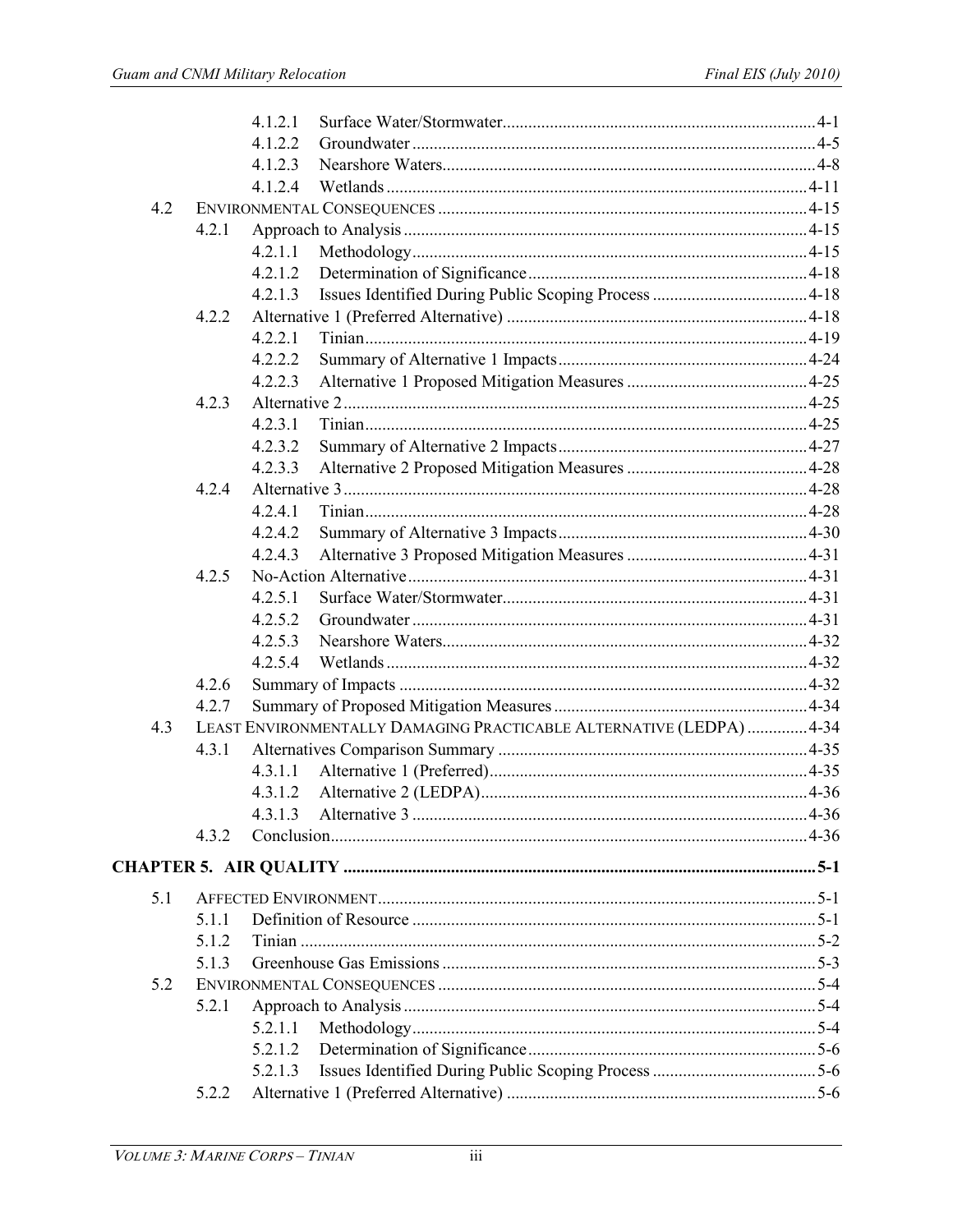4.1.2.1 Surface Water/Stormwater......................................................................4-1
4.1.2.2 Groundwater.........................................................................................4-5
4.1.2.3 Nearshore Waters..................................................................................4-8
4.1.2.4 Wetlands..............................................................................................4-11

4.2 ENVIRONMENTAL CONSEQUENCES..................................................................................4-15
4.2.1 Approach to Analysis..........................................................................................4-15
4.2.1.1 Methodology.......................................................................................4-15
4.2.1.2 Determination of Significance..............................................................4-18
4.2.1.3 Issues Identified During Public Scoping Process..................................4-18
4.2.2 Alternative 1 (Preferred Alternative)...................................................................4-18
4.2.2.1 Tinian...................................................................................................4-19
4.2.2.2 Summary of Alternative 1 Impacts.......................................................4-24
4.2.2.3 Alternative 1 Proposed Mitigation Measures.......................................4-25
4.2.3 Alternative 2........................................................................................................4-25
4.2.3.1 Tinian...................................................................................................4-25
4.2.3.2 Summary of Alternative 2 Impacts.......................................................4-27
4.2.3.3 Alternative 2 Proposed Mitigation Measures.......................................4-28
4.2.4 Alternative 3........................................................................................................4-28
4.2.4.1 Tinian...................................................................................................4-28
4.2.4.2 Summary of Alternative 3 Impacts.......................................................4-30
4.2.4.3 Alternative 3 Proposed Mitigation Measures.......................................4-31
4.2.5 No-Action Alternative..........................................................................................4-31
4.2.5.1 Surface Water/Stormwater....................................................................4-31
4.2.5.2 Groundwater.........................................................................................4-31
4.2.5.3 Nearshore Waters..................................................................................4-32
4.2.5.4 Wetlands..............................................................................................4-32
4.2.6 Summary of Impacts............................................................................................4-32
4.2.7 Summary of Proposed Mitigation Measures........................................................4-34

4.3 LEAST ENVIRONMENTALLY DAMAGING PRACTICABLE ALTERNATIVE (LEDPA)............4-34
4.3.1 Alternatives Comparison Summary.....................................................................4-35
4.3.1.1 Alternative 1 (Preferred).......................................................................4-35
4.3.1.2 Alternative 2 (LEDPA).........................................................................4-36
4.3.1.3 Alternative 3........................................................................................4-36
4.3.2 Conclusion............................................................................................................4-36

**CHAPTER 5. AIR QUALITY ..........................................................................................5-1**

5.1 AFFECTED ENVIRONMENT..................................................................................................5-1
5.1.1 Definition of Resource..........................................................................................5-1
5.1.2 Tinian....................................................................................................................5-2
5.1.3 Greenhouse Gas Emissions...................................................................................5-3

5.2 ENVIRONMENTAL CONSEQUENCES.....................................................................................5-4
5.2.1 Approach to Analysis.............................................................................................5-4
5.2.1.1 Methodology..........................................................................................5-4
5.2.1.2 Determination of Significance................................................................5-6
5.2.1.3 Issues Identified During Public Scoping Process....................................5-6
5.2.2 Alternative 1 (Preferred Alternative).....................................................................5-6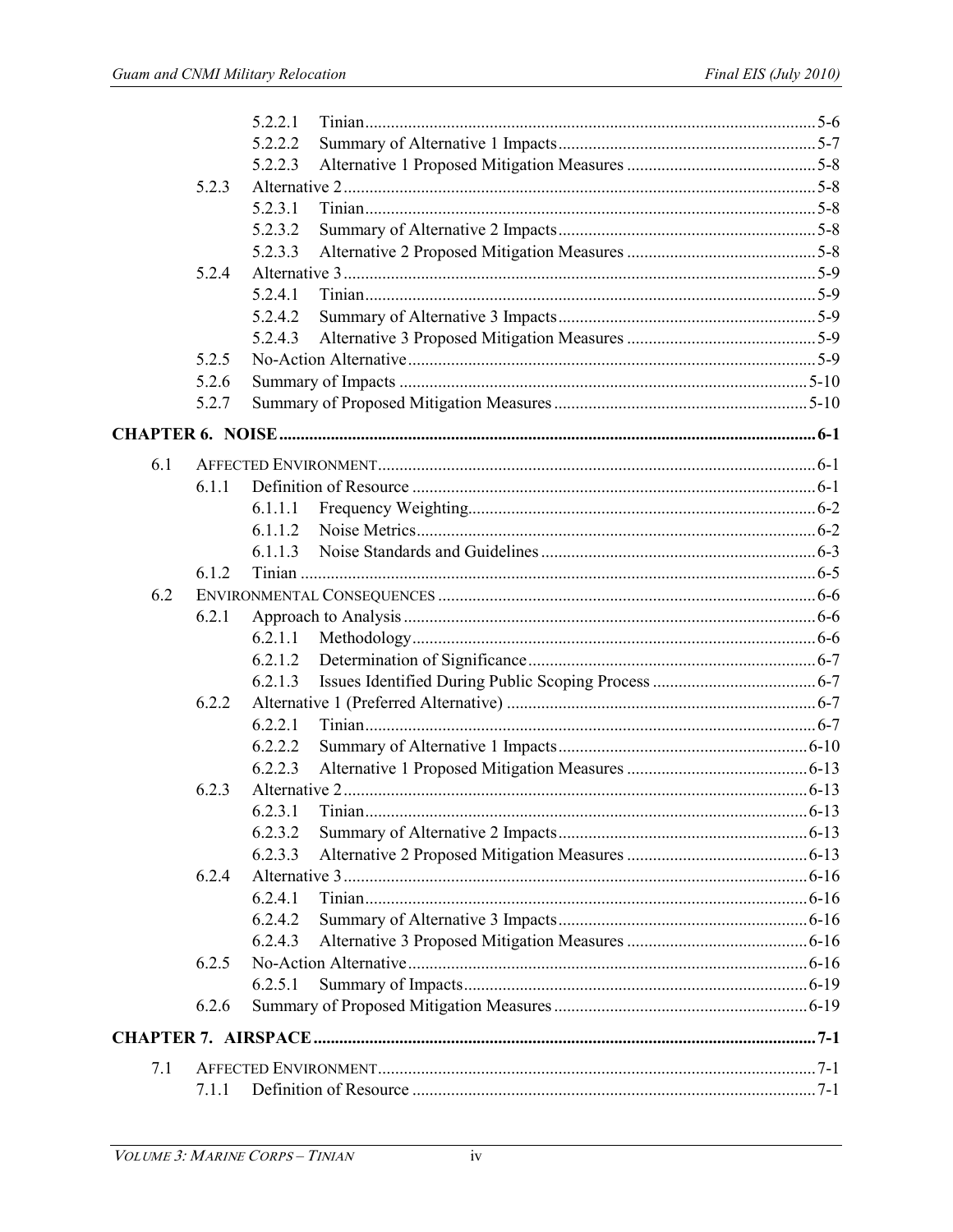5.2.2.1 Tinian ........................................................................................................ 5-6
5.2.2.2 Summary of Alternative 1 Impacts ............................................................ 5-7
5.2.2.3 Alternative 1 Proposed Mitigation Measures ............................................ 5-8
5.2.3 Alternative 2 ............................................................................................................. 5-8
5.2.3.1 Tinian ........................................................................................................ 5-8
5.2.3.2 Summary of Alternative 2 Impacts ............................................................ 5-8
5.2.3.3 Alternative 2 Proposed Mitigation Measures ............................................ 5-8
5.2.4 Alternative 3 ............................................................................................................. 5-9
5.2.4.1 Tinian ........................................................................................................ 5-9
5.2.4.2 Summary of Alternative 3 Impacts ............................................................ 5-9
5.2.4.3 Alternative 3 Proposed Mitigation Measures ............................................ 5-9
5.2.5 No-Action Alternative .............................................................................................. 5-9
5.2.6 Summary of Impacts .............................................................................................. 5-10
5.2.7 Summary of Proposed Mitigation Measures .......................................................... 5-10

**CHAPTER 6. NOISE ........................................................................................................................... 6-1**

6.1 AFFECTED ENVIRONMENT ..................................................................................................... 6-1
6.1.1 Definition of Resource ............................................................................................. 6-1
6.1.1.1 Frequency Weighting ................................................................................. 6-2
6.1.1.2 Noise Metrics ............................................................................................. 6-2
6.1.1.3 Noise Standards and Guidelines ................................................................ 6-3
6.1.2 Tinian ....................................................................................................................... 6-5
6.2 ENVIRONMENTAL CONSEQUENCES ....................................................................................... 6-6
6.2.1 Approach to Analysis ............................................................................................... 6-6
6.2.1.1 Methodology ............................................................................................. 6-6
6.2.1.2 Determination of Significance ................................................................... 6-7
6.2.1.3 Issues Identified During Public Scoping Process ...................................... 6-7
6.2.2 Alternative 1 (Preferred Alternative) ....................................................................... 6-7
6.2.2.1 Tinian ........................................................................................................ 6-7
6.2.2.2 Summary of Alternative 1 Impacts .......................................................... 6-10
6.2.2.3 Alternative 1 Proposed Mitigation Measures .......................................... 6-13
6.2.3 Alternative 2 ........................................................................................................... 6-13
6.2.3.1 Tinian ...................................................................................................... 6-13
6.2.3.2 Summary of Alternative 2 Impacts .......................................................... 6-13
6.2.3.3 Alternative 2 Proposed Mitigation Measures .......................................... 6-13
6.2.4 Alternative 3 ........................................................................................................... 6-16
6.2.4.1 Tinian ...................................................................................................... 6-16
6.2.4.2 Summary of Alternative 3 Impacts .......................................................... 6-16
6.2.4.3 Alternative 3 Proposed Mitigation Measures .......................................... 6-16
6.2.5 No-Action Alternative ............................................................................................ 6-16
6.2.5.1 Summary of Impacts ................................................................................ 6-19
6.2.6 Summary of Proposed Mitigation Measures .......................................................... 6-19

**CHAPTER 7. AIRSPACE .................................................................................................................... 7-1**

7.1 AFFECTED ENVIRONMENT ..................................................................................................... 7-1
7.1.1 Definition of Resource ............................................................................................. 7-1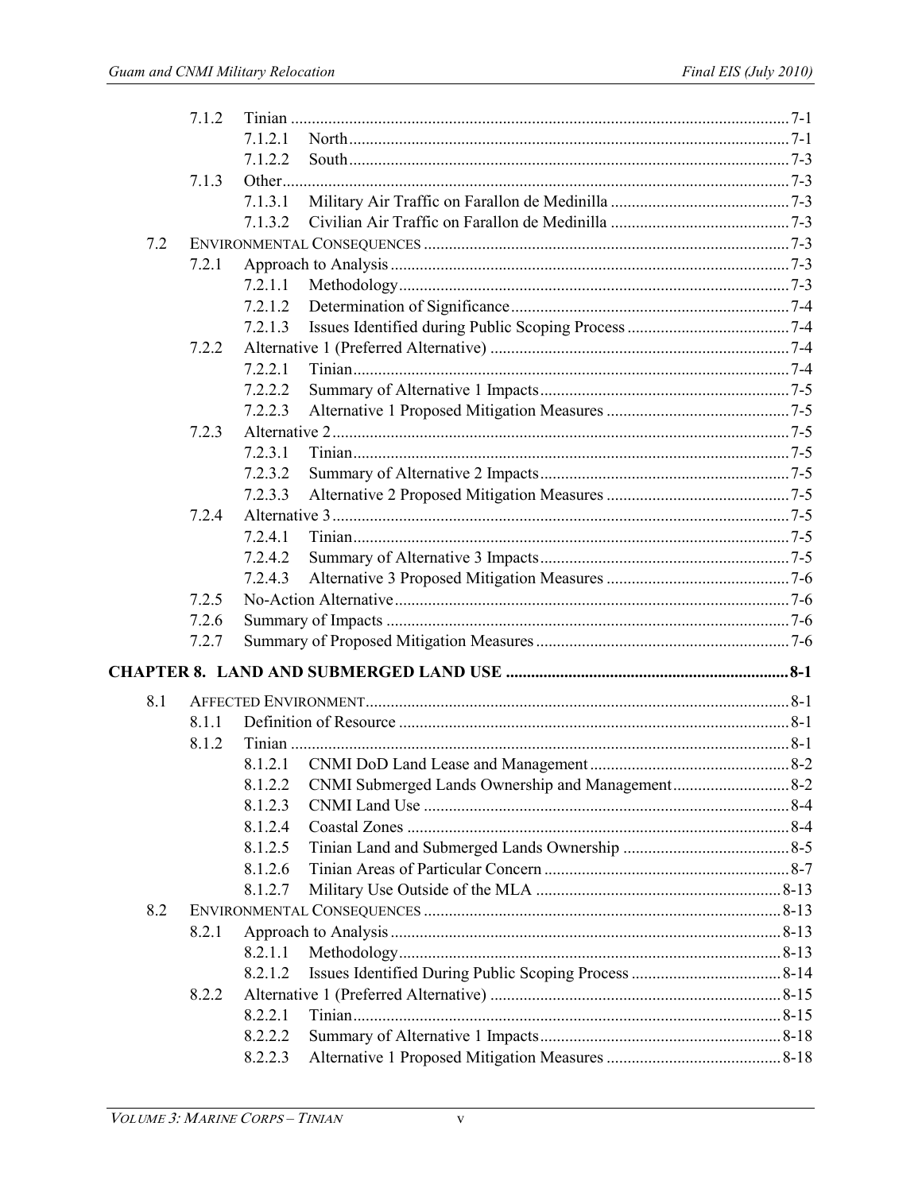| | | | |
|---|---|---|---|
| 7.1.2 | Tinian | | 7-1 |
| | 7.1.2.1 | North | 7-1 |
| | 7.1.2.2 | South | 7-3 |
| 7.1.3 | Other | | 7-3 |
| | 7.1.3.1 | Military Air Traffic on Farallon de Medinilla | 7-3 |
| | 7.1.3.2 | Civilian Air Traffic on Farallon de Medinilla | 7-3 |
| 7.2 | ENVIRONMENTAL CONSEQUENCES | | 7-3 |
| 7.2.1 | Approach to Analysis | | 7-3 |
| | 7.2.1.1 | Methodology | 7-3 |
| | 7.2.1.2 | Determination of Significance | 7-4 |
| | 7.2.1.3 | Issues Identified during Public Scoping Process | 7-4 |
| 7.2.2 | Alternative 1 (Preferred Alternative) | | 7-4 |
| | 7.2.2.1 | Tinian | 7-4 |
| | 7.2.2.2 | Summary of Alternative 1 Impacts | 7-5 |
| | 7.2.2.3 | Alternative 1 Proposed Mitigation Measures | 7-5 |
| 7.2.3 | Alternative 2 | | 7-5 |
| | 7.2.3.1 | Tinian | 7-5 |
| | 7.2.3.2 | Summary of Alternative 2 Impacts | 7-5 |
| | 7.2.3.3 | Alternative 2 Proposed Mitigation Measures | 7-5 |
| 7.2.4 | Alternative 3 | | 7-5 |
| | 7.2.4.1 | Tinian | 7-5 |
| | 7.2.4.2 | Summary of Alternative 3 Impacts | 7-5 |
| | 7.2.4.3 | Alternative 3 Proposed Mitigation Measures | 7-6 |
| 7.2.5 | No-Action Alternative | | 7-6 |
| 7.2.6 | Summary of Impacts | | 7-6 |
| 7.2.7 | Summary of Proposed Mitigation Measures | | 7-6 |

**CHAPTER 8. LAND AND SUBMERGED LAND USE ... 8-1**

| | | | |
|---|---|---|---|
| 8.1 | AFFECTED ENVIRONMENT | | 8-1 |
| 8.1.1 | Definition of Resource | | 8-1 |
| 8.1.2 | Tinian | | 8-1 |
| | 8.1.2.1 | CNMI DoD Land Lease and Management | 8-2 |
| | 8.1.2.2 | CNMI Submerged Lands Ownership and Management | 8-2 |
| | 8.1.2.3 | CNMI Land Use | 8-4 |
| | 8.1.2.4 | Coastal Zones | 8-4 |
| | 8.1.2.5 | Tinian Land and Submerged Lands Ownership | 8-5 |
| | 8.1.2.6 | Tinian Areas of Particular Concern | 8-7 |
| | 8.1.2.7 | Military Use Outside of the MLA | 8-13 |
| 8.2 | ENVIRONMENTAL CONSEQUENCES | | 8-13 |
| 8.2.1 | Approach to Analysis | | 8-13 |
| | 8.2.1.1 | Methodology | 8-13 |
| | 8.2.1.2 | Issues Identified During Public Scoping Process | 8-14 |
| 8.2.2 | Alternative 1 (Preferred Alternative) | | 8-15 |
| | 8.2.2.1 | Tinian | 8-15 |
| | 8.2.2.2 | Summary of Alternative 1 Impacts | 8-18 |
| | 8.2.2.3 | Alternative 1 Proposed Mitigation Measures | 8-18 |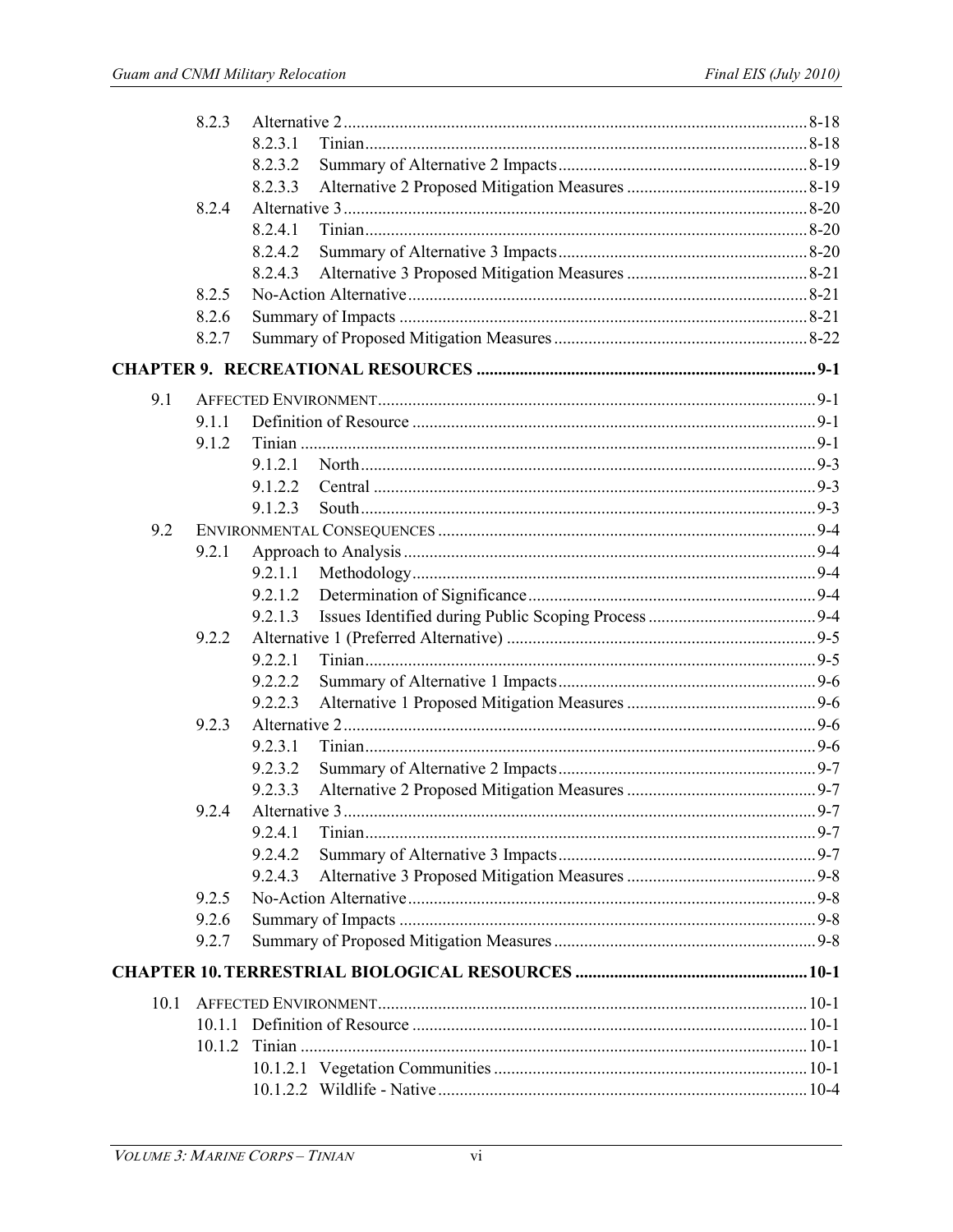| | | | | |
|---|---|---|---|---|
| | 8.2.3 | Alternative 2 | | 8-18 |
| | | 8.2.3.1 | Tinian | 8-18 |
| | | 8.2.3.2 | Summary of Alternative 2 Impacts | 8-19 |
| | | 8.2.3.3 | Alternative 2 Proposed Mitigation Measures | 8-19 |
| | 8.2.4 | Alternative 3 | | 8-20 |
| | | 8.2.4.1 | Tinian | 8-20 |
| | | 8.2.4.2 | Summary of Alternative 3 Impacts | 8-20 |
| | | 8.2.4.3 | Alternative 3 Proposed Mitigation Measures | 8-21 |
| | 8.2.5 | No-Action Alternative | | 8-21 |
| | 8.2.6 | Summary of Impacts | | 8-21 |
| | 8.2.7 | Summary of Proposed Mitigation Measures | | 8-22 |
| **CHAPTER 9. RECREATIONAL RESOURCES** | | | | **9-1** |
| 9.1 | AFFECTED ENVIRONMENT | | | 9-1 |
| | 9.1.1 | Definition of Resource | | 9-1 |
| | 9.1.2 | Tinian | | 9-1 |
| | | 9.1.2.1 | North | 9-3 |
| | | 9.1.2.2 | Central | 9-3 |
| | | 9.1.2.3 | South | 9-3 |
| 9.2 | ENVIRONMENTAL CONSEQUENCES | | | 9-4 |
| | 9.2.1 | Approach to Analysis | | 9-4 |
| | | 9.2.1.1 | Methodology | 9-4 |
| | | 9.2.1.2 | Determination of Significance | 9-4 |
| | | 9.2.1.3 | Issues Identified during Public Scoping Process | 9-4 |
| | 9.2.2 | Alternative 1 (Preferred Alternative) | | 9-5 |
| | | 9.2.2.1 | Tinian | 9-5 |
| | | 9.2.2.2 | Summary of Alternative 1 Impacts | 9-6 |
| | | 9.2.2.3 | Alternative 1 Proposed Mitigation Measures | 9-6 |
| | 9.2.3 | Alternative 2 | | 9-6 |
| | | 9.2.3.1 | Tinian | 9-6 |
| | | 9.2.3.2 | Summary of Alternative 2 Impacts | 9-7 |
| | | 9.2.3.3 | Alternative 2 Proposed Mitigation Measures | 9-7 |
| | 9.2.4 | Alternative 3 | | 9-7 |
| | | 9.2.4.1 | Tinian | 9-7 |
| | | 9.2.4.2 | Summary of Alternative 3 Impacts | 9-7 |
| | | 9.2.4.3 | Alternative 3 Proposed Mitigation Measures | 9-8 |
| | 9.2.5 | No-Action Alternative | | 9-8 |
| | 9.2.6 | Summary of Impacts | | 9-8 |
| | 9.2.7 | Summary of Proposed Mitigation Measures | | 9-8 |
| **CHAPTER 10. TERRESTRIAL BIOLOGICAL RESOURCES** | | | | **10-1** |
| 10.1 | AFFECTED ENVIRONMENT | | | 10-1 |
| | 10.1.1 | Definition of Resource | | 10-1 |
| | 10.1.2 | Tinian | | 10-1 |
| | | 10.1.2.1 | Vegetation Communities | 10-1 |
| | | 10.1.2.2 | Wildlife - Native | 10-4 |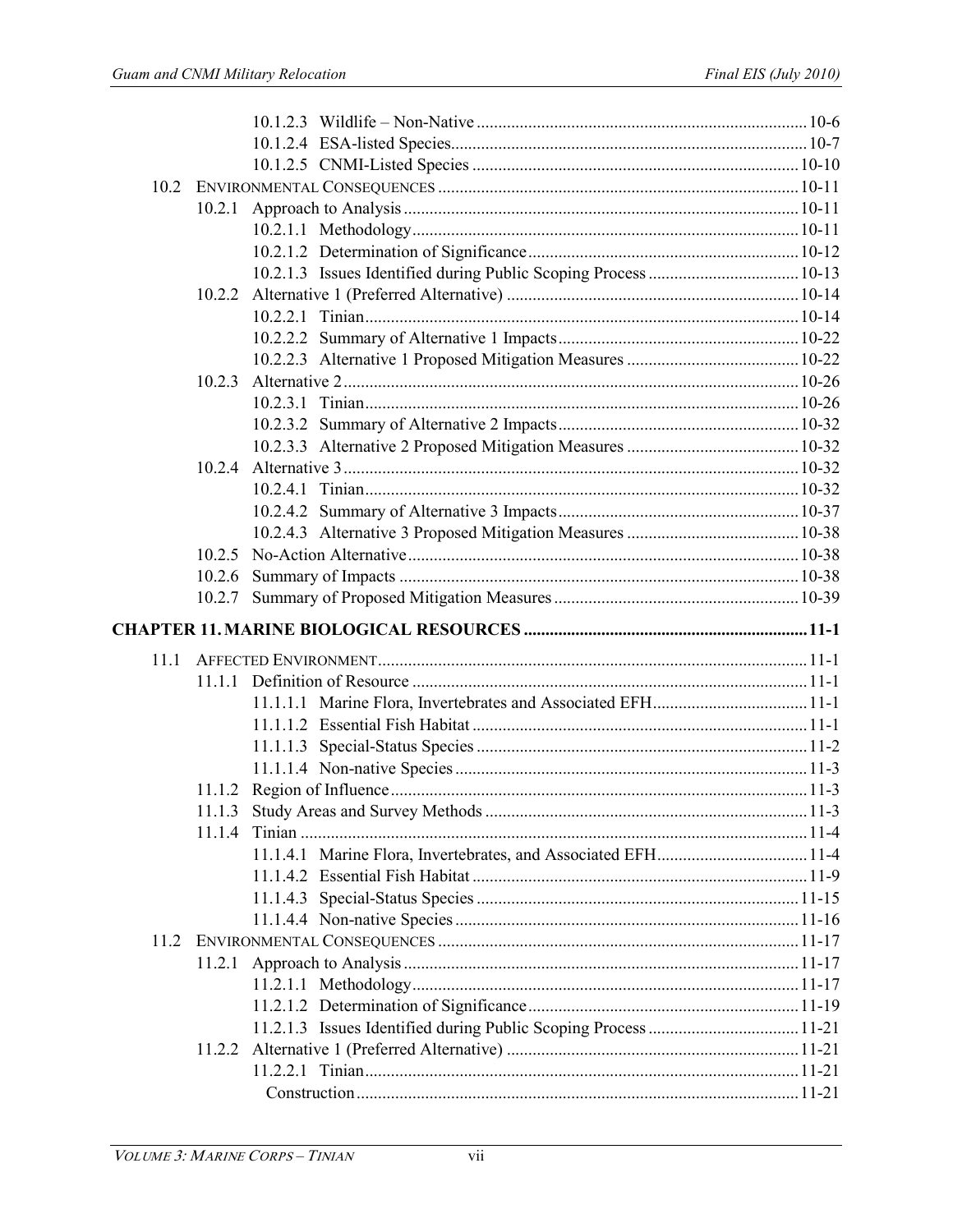10.1.2.3 Wildlife – Non-Native ............................................................................ 10-6
10.1.2.4 ESA-listed Species.................................................................................. 10-7
10.1.2.5 CNMI-Listed Species ........................................................................... 10-10

10.2 Environmental Consequences ................................................................................... 10-11
10.2.1 Approach to Analysis ........................................................................................... 10-11
10.2.1.1 Methodology......................................................................................... 10-11
10.2.1.2 Determination of Significance.............................................................. 10-12
10.2.1.3 Issues Identified during Public Scoping Process .................................. 10-13
10.2.2 Alternative 1 (Preferred Alternative) ................................................................... 10-14
10.2.2.1 Tinian.................................................................................................... 10-14
10.2.2.2 Summary of Alternative 1 Impacts....................................................... 10-22
10.2.2.3 Alternative 1 Proposed Mitigation Measures ....................................... 10-22
10.2.3 Alternative 2......................................................................................................... 10-26
10.2.3.1 Tinian.................................................................................................... 10-26
10.2.3.2 Summary of Alternative 2 Impacts....................................................... 10-32
10.2.3.3 Alternative 2 Proposed Mitigation Measures ....................................... 10-32
10.2.4 Alternative 3......................................................................................................... 10-32
10.2.4.1 Tinian.................................................................................................... 10-32
10.2.4.2 Summary of Alternative 3 Impacts....................................................... 10-37
10.2.4.3 Alternative 3 Proposed Mitigation Measures ....................................... 10-38
10.2.5 No-Action Alternative.......................................................................................... 10-38
10.2.6 Summary of Impacts ............................................................................................ 10-38
10.2.7 Summary of Proposed Mitigation Measures ........................................................ 10-39

**CHAPTER 11. MARINE BIOLOGICAL RESOURCES ................................................................ 11-1**

11.1 Affected Environment................................................................................................... 11-1
11.1.1 Definition of Resource ........................................................................................... 11-1
11.1.1.1 Marine Flora, Invertebrates and Associated EFH.................................... 11-1
11.1.1.2 Essential Fish Habitat ............................................................................. 11-1
11.1.1.3 Special-Status Species ............................................................................ 11-2
11.1.1.4 Non-native Species ................................................................................. 11-3
11.1.2 Region of Influence ................................................................................................ 11-3
11.1.3 Study Areas and Survey Methods .......................................................................... 11-3
11.1.4 Tinian ..................................................................................................................... 11-4
11.1.4.1 Marine Flora, Invertebrates, and Associated EFH................................... 11-4
11.1.4.2 Essential Fish Habitat ............................................................................. 11-9
11.1.4.3 Special-Status Species ........................................................................... 11-15
11.1.4.4 Non-native Species ............................................................................... 11-16

11.2 Environmental Consequences ................................................................................... 11-17
11.2.1 Approach to Analysis ........................................................................................... 11-17
11.2.1.1 Methodology......................................................................................... 11-17
11.2.1.2 Determination of Significance.............................................................. 11-19
11.2.1.3 Issues Identified during Public Scoping Process .................................. 11-21
11.2.2 Alternative 1 (Preferred Alternative) ................................................................... 11-21
11.2.2.1 Tinian.................................................................................................... 11-21
Construction ...................................................................................................... 11-21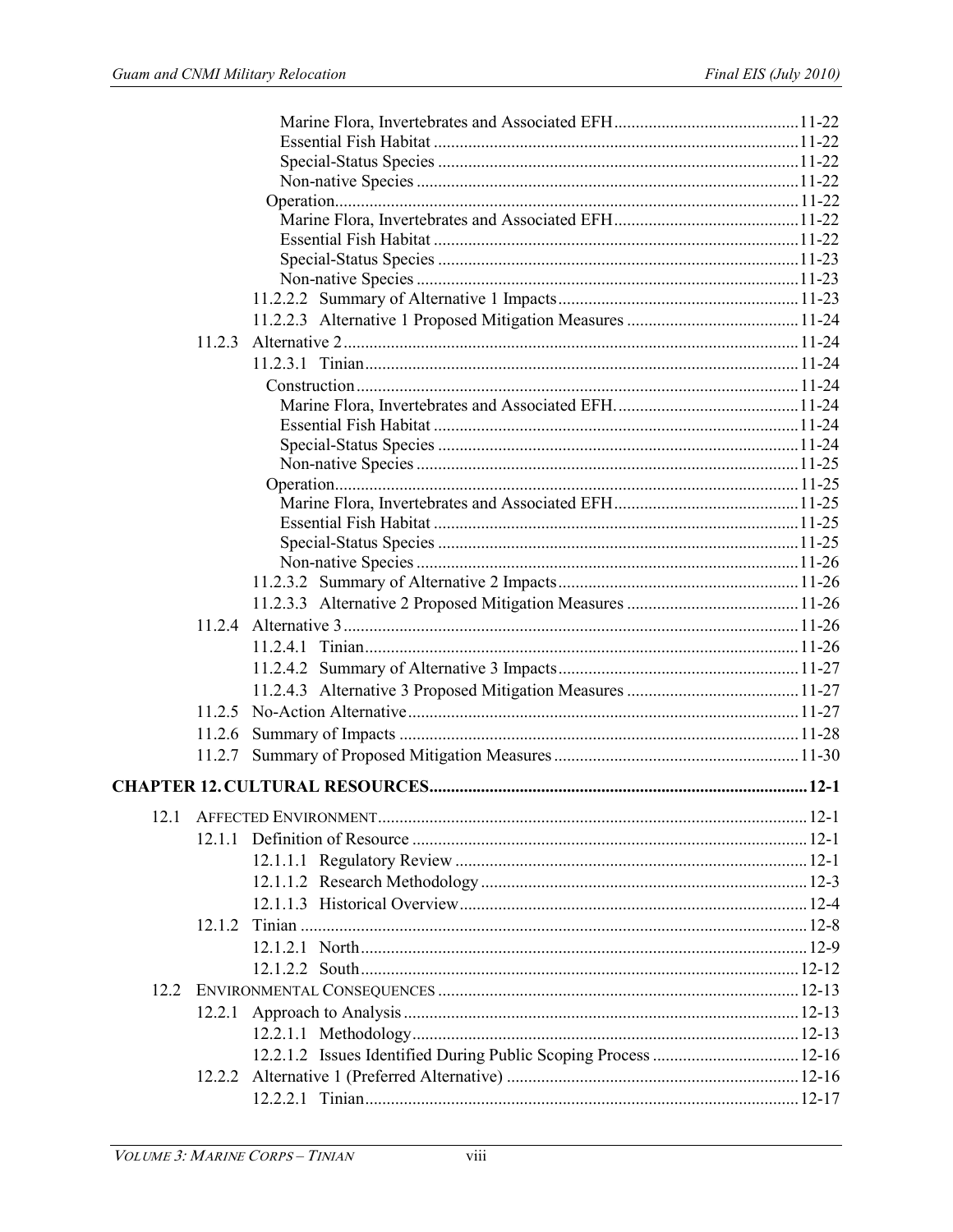Marine Flora, Invertebrates and Associated EFH ........................................... 11-22
Essential Fish Habitat ........................................... 11-22
Special-Status Species ........................................... 11-22
Non-native Species ........................................... 11-22
Operation ........................................... 11-22
Marine Flora, Invertebrates and Associated EFH ........................................... 11-22
Essential Fish Habitat ........................................... 11-22
Special-Status Species ........................................... 11-23
Non-native Species ........................................... 11-23
11.2.2.2 Summary of Alternative 1 Impacts ........................................... 11-23
11.2.2.3 Alternative 1 Proposed Mitigation Measures ........................................... 11-24
11.2.3 Alternative 2 ........................................... 11-24
11.2.3.1 Tinian ........................................... 11-24
Construction ........................................... 11-24
Marine Flora, Invertebrates and Associated EFH. ........................................... 11-24
Essential Fish Habitat ........................................... 11-24
Special-Status Species ........................................... 11-24
Non-native Species ........................................... 11-25
Operation ........................................... 11-25
Marine Flora, Invertebrates and Associated EFH ........................................... 11-25
Essential Fish Habitat ........................................... 11-25
Special-Status Species ........................................... 11-25
Non-native Species ........................................... 11-26
11.2.3.2 Summary of Alternative 2 Impacts ........................................... 11-26
11.2.3.3 Alternative 2 Proposed Mitigation Measures ........................................... 11-26
11.2.4 Alternative 3 ........................................... 11-26
11.2.4.1 Tinian ........................................... 11-26
11.2.4.2 Summary of Alternative 3 Impacts ........................................... 11-27
11.2.4.3 Alternative 3 Proposed Mitigation Measures ........................................... 11-27
11.2.5 No-Action Alternative ........................................... 11-27
11.2.6 Summary of Impacts ........................................... 11-28
11.2.7 Summary of Proposed Mitigation Measures ........................................... 11-30

**CHAPTER 12. CULTURAL RESOURCES ........................................... 12-1**

12.1 AFFECTED ENVIRONMENT ........................................... 12-1
12.1.1 Definition of Resource ........................................... 12-1
12.1.1.1 Regulatory Review ........................................... 12-1
12.1.1.2 Research Methodology ........................................... 12-3
12.1.1.3 Historical Overview ........................................... 12-4
12.1.2 Tinian ........................................... 12-8
12.1.2.1 North ........................................... 12-9
12.1.2.2 South ........................................... 12-12
12.2 ENVIRONMENTAL CONSEQUENCES ........................................... 12-13
12.2.1 Approach to Analysis ........................................... 12-13
12.2.1.1 Methodology ........................................... 12-13
12.2.1.2 Issues Identified During Public Scoping Process ........................................... 12-16
12.2.2 Alternative 1 (Preferred Alternative) ........................................... 12-16
12.2.2.1 Tinian ........................................... 12-17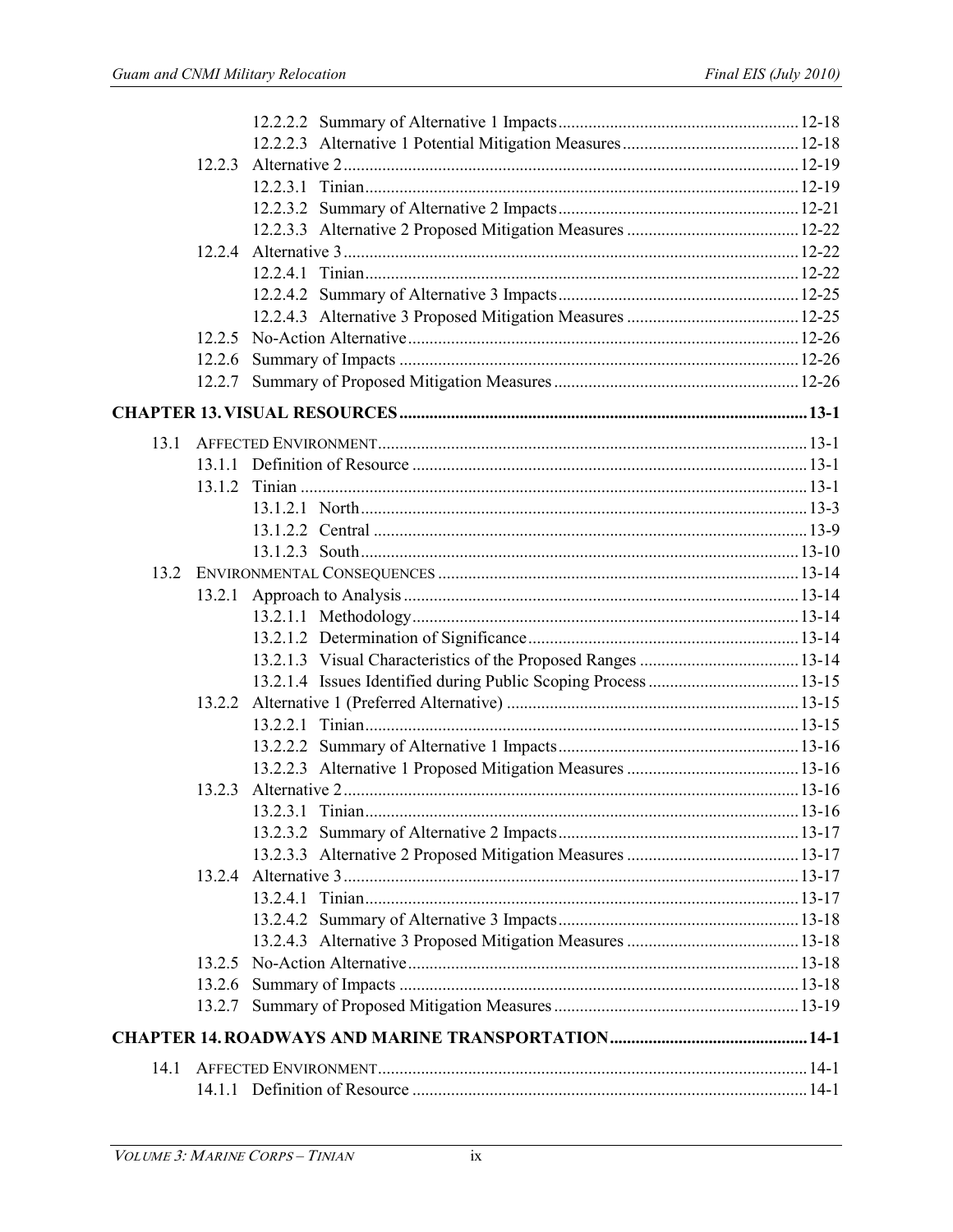12.2.2.2 Summary of Alternative 1 Impacts ........ 12-18
12.2.2.3 Alternative 1 Potential Mitigation Measures ........ 12-18
12.2.3 Alternative 2 ........ 12-19
12.2.3.1 Tinian ........ 12-19
12.2.3.2 Summary of Alternative 2 Impacts ........ 12-21
12.2.3.3 Alternative 2 Proposed Mitigation Measures ........ 12-22
12.2.4 Alternative 3 ........ 12-22
12.2.4.1 Tinian ........ 12-22
12.2.4.2 Summary of Alternative 3 Impacts ........ 12-25
12.2.4.3 Alternative 3 Proposed Mitigation Measures ........ 12-25
12.2.5 No-Action Alternative ........ 12-26
12.2.6 Summary of Impacts ........ 12-26
12.2.7 Summary of Proposed Mitigation Measures ........ 12-26

**CHAPTER 13. VISUAL RESOURCES ........ 13-1**

13.1 AFFECTED ENVIRONMENT ........ 13-1
13.1.1 Definition of Resource ........ 13-1
13.1.2 Tinian ........ 13-1
13.1.2.1 North ........ 13-3
13.1.2.2 Central ........ 13-9
13.1.2.3 South ........ 13-10
13.2 ENVIRONMENTAL CONSEQUENCES ........ 13-14
13.2.1 Approach to Analysis ........ 13-14
13.2.1.1 Methodology ........ 13-14
13.2.1.2 Determination of Significance ........ 13-14
13.2.1.3 Visual Characteristics of the Proposed Ranges ........ 13-14
13.2.1.4 Issues Identified during Public Scoping Process ........ 13-15
13.2.2 Alternative 1 (Preferred Alternative) ........ 13-15
13.2.2.1 Tinian ........ 13-15
13.2.2.2 Summary of Alternative 1 Impacts ........ 13-16
13.2.2.3 Alternative 1 Proposed Mitigation Measures ........ 13-16
13.2.3 Alternative 2 ........ 13-16
13.2.3.1 Tinian ........ 13-16
13.2.3.2 Summary of Alternative 2 Impacts ........ 13-17
13.2.3.3 Alternative 2 Proposed Mitigation Measures ........ 13-17
13.2.4 Alternative 3 ........ 13-17
13.2.4.1 Tinian ........ 13-17
13.2.4.2 Summary of Alternative 3 Impacts ........ 13-18
13.2.4.3 Alternative 3 Proposed Mitigation Measures ........ 13-18
13.2.5 No-Action Alternative ........ 13-18
13.2.6 Summary of Impacts ........ 13-18
13.2.7 Summary of Proposed Mitigation Measures ........ 13-19

**CHAPTER 14. ROADWAYS AND MARINE TRANSPORTATION ........ 14-1**

14.1 AFFECTED ENVIRONMENT ........ 14-1
14.1.1 Definition of Resource ........ 14-1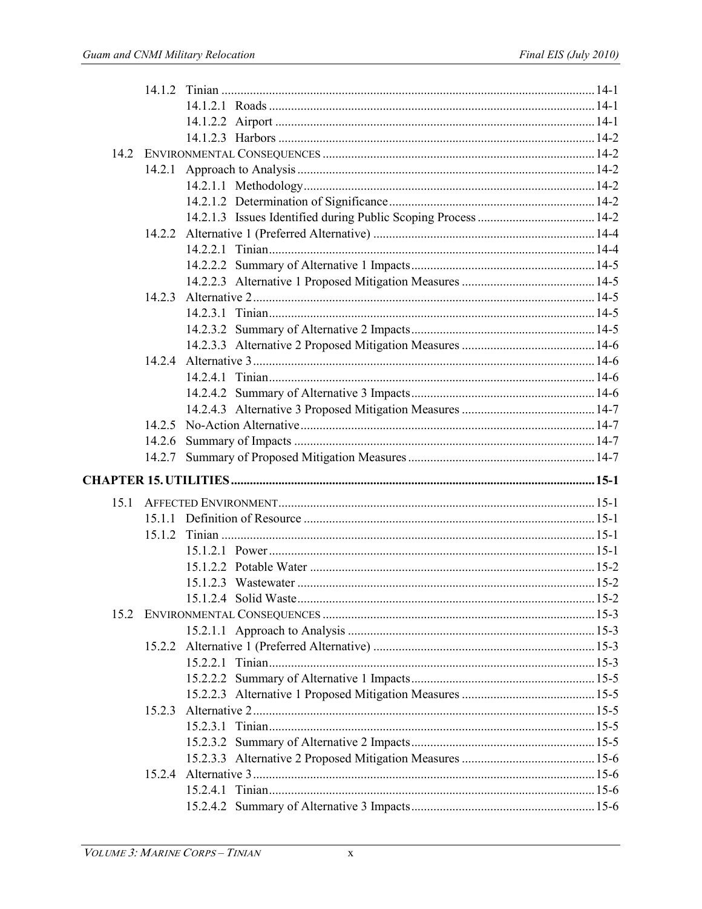- 14.1.2 Tinian ..... 14-1
  - 14.1.2.1 Roads ..... 14-1
  - 14.1.2.2 Airport ..... 14-1
  - 14.1.2.3 Harbors ..... 14-2
- 14.2 ENVIRONMENTAL CONSEQUENCES ..... 14-2
  - 14.2.1 Approach to Analysis ..... 14-2
    - 14.2.1.1 Methodology ..... 14-2
    - 14.2.1.2 Determination of Significance ..... 14-2
    - 14.2.1.3 Issues Identified during Public Scoping Process ..... 14-2
  - 14.2.2 Alternative 1 (Preferred Alternative) ..... 14-4
    - 14.2.2.1 Tinian ..... 14-4
    - 14.2.2.2 Summary of Alternative 1 Impacts ..... 14-5
    - 14.2.2.3 Alternative 1 Proposed Mitigation Measures ..... 14-5
  - 14.2.3 Alternative 2 ..... 14-5
    - 14.2.3.1 Tinian ..... 14-5
    - 14.2.3.2 Summary of Alternative 2 Impacts ..... 14-5
    - 14.2.3.3 Alternative 2 Proposed Mitigation Measures ..... 14-6
  - 14.2.4 Alternative 3 ..... 14-6
    - 14.2.4.1 Tinian ..... 14-6
    - 14.2.4.2 Summary of Alternative 3 Impacts ..... 14-6
    - 14.2.4.3 Alternative 3 Proposed Mitigation Measures ..... 14-7
  - 14.2.5 No-Action Alternative ..... 14-7
  - 14.2.6 Summary of Impacts ..... 14-7
  - 14.2.7 Summary of Proposed Mitigation Measures ..... 14-7

**CHAPTER 15. UTILITIES ..... 15-1**

- 15.1 AFFECTED ENVIRONMENT ..... 15-1
  - 15.1.1 Definition of Resource ..... 15-1
  - 15.1.2 Tinian ..... 15-1
    - 15.1.2.1 Power ..... 15-1
    - 15.1.2.2 Potable Water ..... 15-2
    - 15.1.2.3 Wastewater ..... 15-2
    - 15.1.2.4 Solid Waste ..... 15-2
- 15.2 ENVIRONMENTAL CONSEQUENCES ..... 15-3
    - 15.2.1.1 Approach to Analysis ..... 15-3
  - 15.2.2 Alternative 1 (Preferred Alternative) ..... 15-3
    - 15.2.2.1 Tinian ..... 15-3
    - 15.2.2.2 Summary of Alternative 1 Impacts ..... 15-5
    - 15.2.2.3 Alternative 1 Proposed Mitigation Measures ..... 15-5
  - 15.2.3 Alternative 2 ..... 15-5
    - 15.2.3.1 Tinian ..... 15-5
    - 15.2.3.2 Summary of Alternative 2 Impacts ..... 15-5
    - 15.2.3.3 Alternative 2 Proposed Mitigation Measures ..... 15-6
  - 15.2.4 Alternative 3 ..... 15-6
    - 15.2.4.1 Tinian ..... 15-6
    - 15.2.4.2 Summary of Alternative 3 Impacts ..... 15-6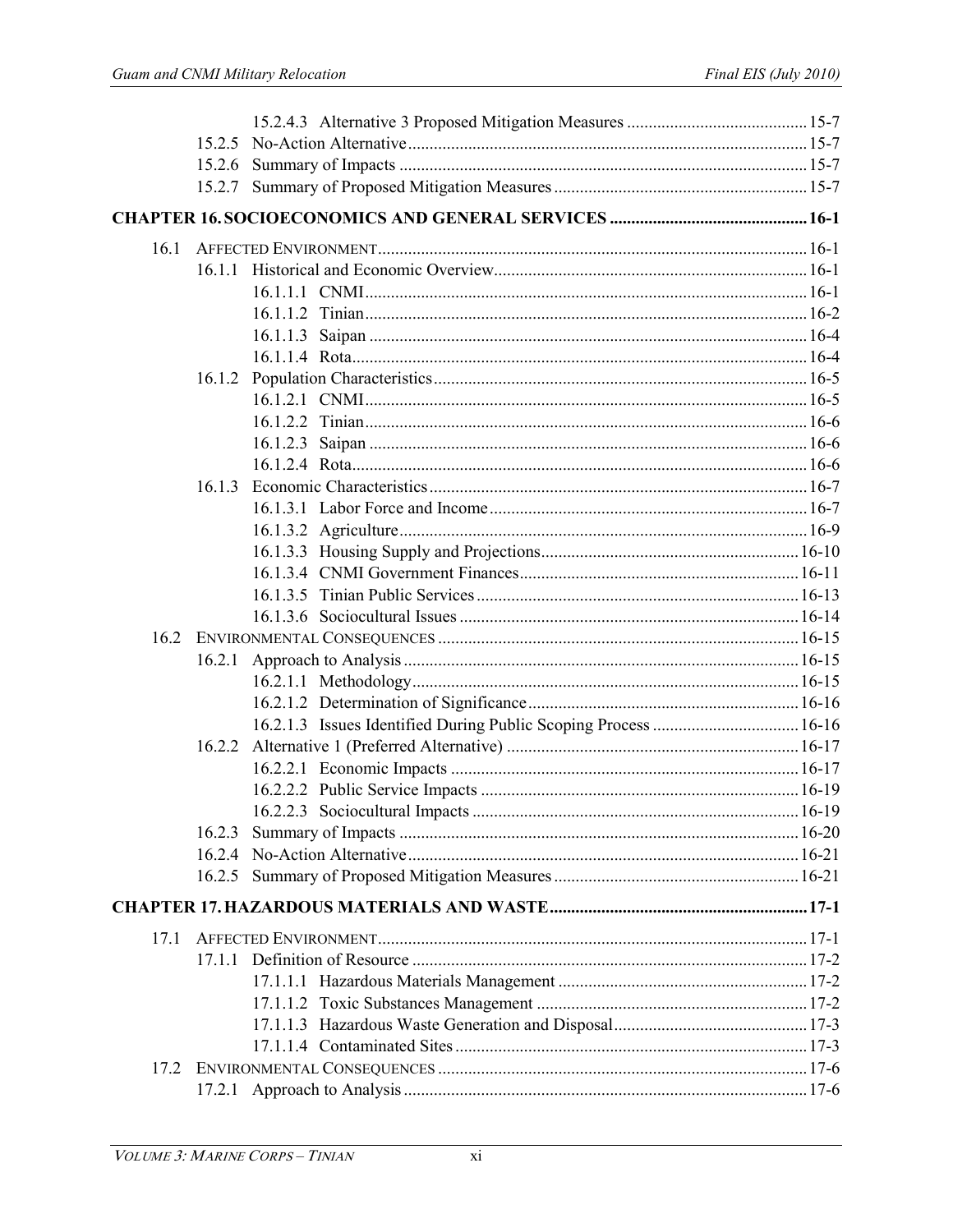15.2.4.3 Alternative 3 Proposed Mitigation Measures .......................................... 15-7
15.2.5 No-Action Alternative ............................................................................................ 15-7
15.2.6 Summary of Impacts .............................................................................................. 15-7
15.2.7 Summary of Proposed Mitigation Measures .......................................................... 15-7

**CHAPTER 16. SOCIOECONOMICS AND GENERAL SERVICES ............................................. 16-1**

16.1 AFFECTED ENVIRONMENT ................................................................................................... 16-1
16.1.1 Historical and Economic Overview ........................................................................ 16-1
16.1.1.1 CNMI ...................................................................................................... 16-1
16.1.1.2 Tinian ...................................................................................................... 16-2
16.1.1.3 Saipan ..................................................................................................... 16-4
16.1.1.4 Rota ......................................................................................................... 16-4
16.1.2 Population Characteristics ...................................................................................... 16-5
16.1.2.1 CNMI ...................................................................................................... 16-5
16.1.2.2 Tinian ...................................................................................................... 16-6
16.1.2.3 Saipan ..................................................................................................... 16-6
16.1.2.4 Rota ......................................................................................................... 16-6
16.1.3 Economic Characteristics ....................................................................................... 16-7
16.1.3.1 Labor Force and Income ......................................................................... 16-7
16.1.3.2 Agriculture .............................................................................................. 16-9
16.1.3.3 Housing Supply and Projections ............................................................. 16-10
16.1.3.4 CNMI Government Finances .................................................................. 16-11
16.1.3.5 Tinian Public Services ............................................................................ 16-13
16.1.3.6 Sociocultural Issues ................................................................................ 16-14
16.2 ENVIRONMENTAL CONSEQUENCES ................................................................................... 16-15
16.2.1 Approach to Analysis ............................................................................................ 16-15
16.2.1.1 Methodology ........................................................................................... 16-15
16.2.1.2 Determination of Significance ................................................................ 16-16
16.2.1.3 Issues Identified During Public Scoping Process .................................. 16-16
16.2.2 Alternative 1 (Preferred Alternative) .................................................................... 16-17
16.2.2.1 Economic Impacts .................................................................................. 16-17
16.2.2.2 Public Service Impacts ........................................................................... 16-19
16.2.2.3 Sociocultural Impacts ............................................................................. 16-19
16.2.3 Summary of Impacts ............................................................................................. 16-20
16.2.4 No-Action Alternative ........................................................................................... 16-21
16.2.5 Summary of Proposed Mitigation Measures ......................................................... 16-21

**CHAPTER 17. HAZARDOUS MATERIALS AND WASTE ........................................................... 17-1**

17.1 AFFECTED ENVIRONMENT ................................................................................................... 17-1
17.1.1 Definition of Resource ............................................................................................ 17-2
17.1.1.1 Hazardous Materials Management .......................................................... 17-2
17.1.1.2 Toxic Substances Management ............................................................... 17-2
17.1.1.3 Hazardous Waste Generation and Disposal ............................................. 17-3
17.1.1.4 Contaminated Sites ................................................................................. 17-3
17.2 ENVIRONMENTAL CONSEQUENCES ..................................................................................... 17-6
17.2.1 Approach to Analysis .............................................................................................. 17-6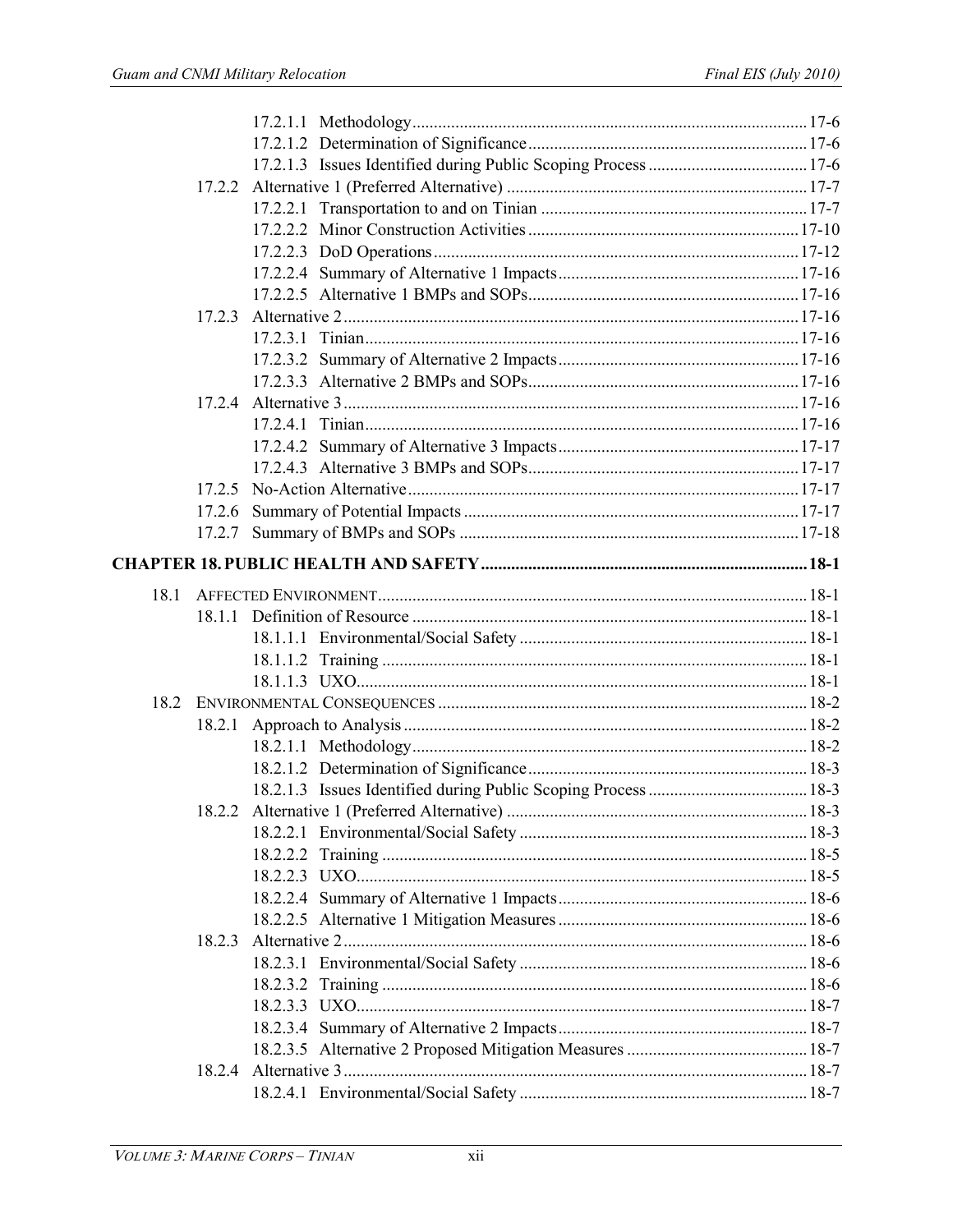17.2.1.1 Methodology ........ 17-6
17.2.1.2 Determination of Significance ........ 17-6
17.2.1.3 Issues Identified during Public Scoping Process ........ 17-6
17.2.2 Alternative 1 (Preferred Alternative) ........ 17-7
17.2.2.1 Transportation to and on Tinian ........ 17-7
17.2.2.2 Minor Construction Activities ........ 17-10
17.2.2.3 DoD Operations ........ 17-12
17.2.2.4 Summary of Alternative 1 Impacts ........ 17-16
17.2.2.5 Alternative 1 BMPs and SOPs ........ 17-16
17.2.3 Alternative 2 ........ 17-16
17.2.3.1 Tinian ........ 17-16
17.2.3.2 Summary of Alternative 2 Impacts ........ 17-16
17.2.3.3 Alternative 2 BMPs and SOPs ........ 17-16
17.2.4 Alternative 3 ........ 17-16
17.2.4.1 Tinian ........ 17-16
17.2.4.2 Summary of Alternative 3 Impacts ........ 17-17
17.2.4.3 Alternative 3 BMPs and SOPs ........ 17-17
17.2.5 No-Action Alternative ........ 17-17
17.2.6 Summary of Potential Impacts ........ 17-17
17.2.7 Summary of BMPs and SOPs ........ 17-18

**CHAPTER 18. PUBLIC HEALTH AND SAFETY ........ 18-1**

18.1 AFFECTED ENVIRONMENT ........ 18-1
18.1.1 Definition of Resource ........ 18-1
18.1.1.1 Environmental/Social Safety ........ 18-1
18.1.1.2 Training ........ 18-1
18.1.1.3 UXO ........ 18-1
18.2 ENVIRONMENTAL CONSEQUENCES ........ 18-2
18.2.1 Approach to Analysis ........ 18-2
18.2.1.1 Methodology ........ 18-2
18.2.1.2 Determination of Significance ........ 18-3
18.2.1.3 Issues Identified during Public Scoping Process ........ 18-3
18.2.2 Alternative 1 (Preferred Alternative) ........ 18-3
18.2.2.1 Environmental/Social Safety ........ 18-3
18.2.2.2 Training ........ 18-5
18.2.2.3 UXO ........ 18-5
18.2.2.4 Summary of Alternative 1 Impacts ........ 18-6
18.2.2.5 Alternative 1 Mitigation Measures ........ 18-6
18.2.3 Alternative 2 ........ 18-6
18.2.3.1 Environmental/Social Safety ........ 18-6
18.2.3.2 Training ........ 18-6
18.2.3.3 UXO ........ 18-7
18.2.3.4 Summary of Alternative 2 Impacts ........ 18-7
18.2.3.5 Alternative 2 Proposed Mitigation Measures ........ 18-7
18.2.4 Alternative 3 ........ 18-7
18.2.4.1 Environmental/Social Safety ........ 18-7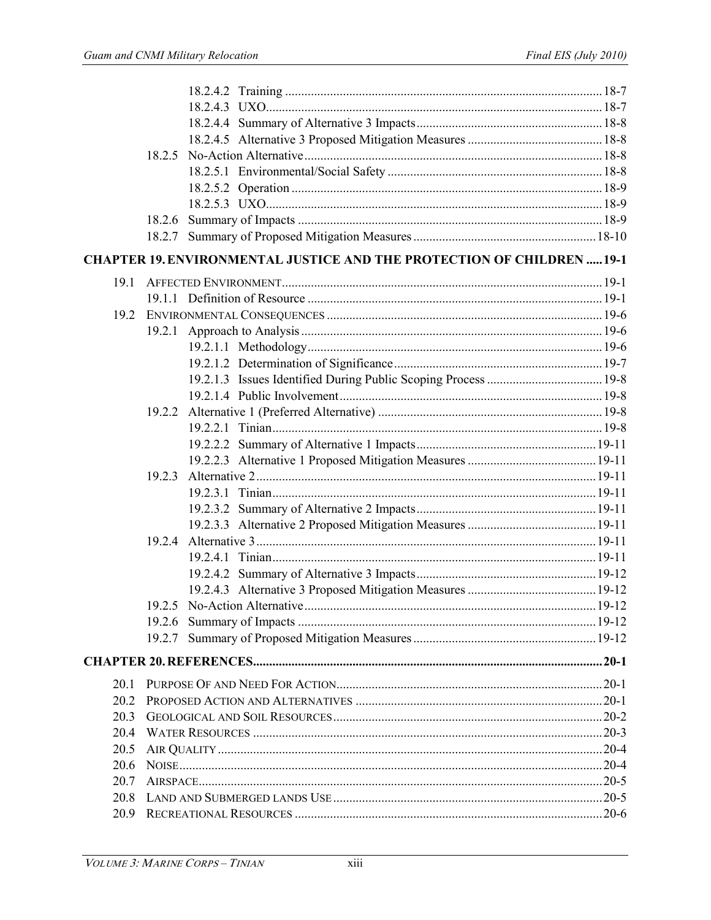- 18.2.4.2 Training ..... 18-7
- 18.2.4.3 UXO ..... 18-7
- 18.2.4.4 Summary of Alternative 3 Impacts ..... 18-8
- 18.2.4.5 Alternative 3 Proposed Mitigation Measures ..... 18-8
- 18.2.5 No-Action Alternative ..... 18-8
  - 18.2.5.1 Environmental/Social Safety ..... 18-8
  - 18.2.5.2 Operation ..... 18-9
  - 18.2.5.3 UXO ..... 18-9
- 18.2.6 Summary of Impacts ..... 18-9
- 18.2.7 Summary of Proposed Mitigation Measures ..... 18-10

**CHAPTER 19. ENVIRONMENTAL JUSTICE AND THE PROTECTION OF CHILDREN ..... 19-1**

- 19.1 AFFECTED ENVIRONMENT ..... 19-1
  - 19.1.1 Definition of Resource ..... 19-1
- 19.2 ENVIRONMENTAL CONSEQUENCES ..... 19-6
  - 19.2.1 Approach to Analysis ..... 19-6
    - 19.2.1.1 Methodology ..... 19-6
    - 19.2.1.2 Determination of Significance ..... 19-7
    - 19.2.1.3 Issues Identified During Public Scoping Process ..... 19-8
    - 19.2.1.4 Public Involvement ..... 19-8
  - 19.2.2 Alternative 1 (Preferred Alternative) ..... 19-8
    - 19.2.2.1 Tinian ..... 19-8
    - 19.2.2.2 Summary of Alternative 1 Impacts ..... 19-11
    - 19.2.2.3 Alternative 1 Proposed Mitigation Measures ..... 19-11
  - 19.2.3 Alternative 2 ..... 19-11
    - 19.2.3.1 Tinian ..... 19-11
    - 19.2.3.2 Summary of Alternative 2 Impacts ..... 19-11
    - 19.2.3.3 Alternative 2 Proposed Mitigation Measures ..... 19-11
  - 19.2.4 Alternative 3 ..... 19-11
    - 19.2.4.1 Tinian ..... 19-11
    - 19.2.4.2 Summary of Alternative 3 Impacts ..... 19-12
    - 19.2.4.3 Alternative 3 Proposed Mitigation Measures ..... 19-12
  - 19.2.5 No-Action Alternative ..... 19-12
  - 19.2.6 Summary of Impacts ..... 19-12
  - 19.2.7 Summary of Proposed Mitigation Measures ..... 19-12

**CHAPTER 20. REFERENCES ..... 20-1**

- 20.1 PURPOSE OF AND NEED FOR ACTION ..... 20-1
- 20.2 PROPOSED ACTION AND ALTERNATIVES ..... 20-1
- 20.3 GEOLOGICAL AND SOIL RESOURCES ..... 20-2
- 20.4 WATER RESOURCES ..... 20-3
- 20.5 AIR QUALITY ..... 20-4
- 20.6 NOISE ..... 20-4
- 20.7 AIRSPACE ..... 20-5
- 20.8 LAND AND SUBMERGED LANDS USE ..... 20-5
- 20.9 RECREATIONAL RESOURCES ..... 20-6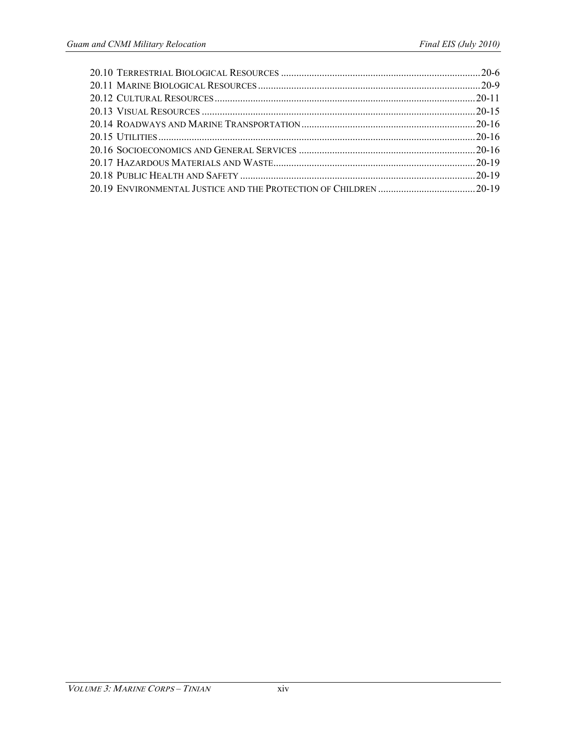20.10 Terrestrial Biological Resources ....................................................................................20-6
20.11 Marine Biological Resources ..........................................................................................20-9
20.12 Cultural Resources ........................................................................................................20-11
20.13 Visual Resources ............................................................................................................20-15
20.14 Roadways and Marine Transportation ........................................................................20-16
20.15 Utilities ...........................................................................................................................20-16
20.16 Socioeconomics and General Services .........................................................................20-16
20.17 Hazardous Materials and Waste...................................................................................20-19
20.18 Public Health and Safety ...............................................................................................20-19
20.19 Environmental Justice and the Protection of Children ..............................................20-19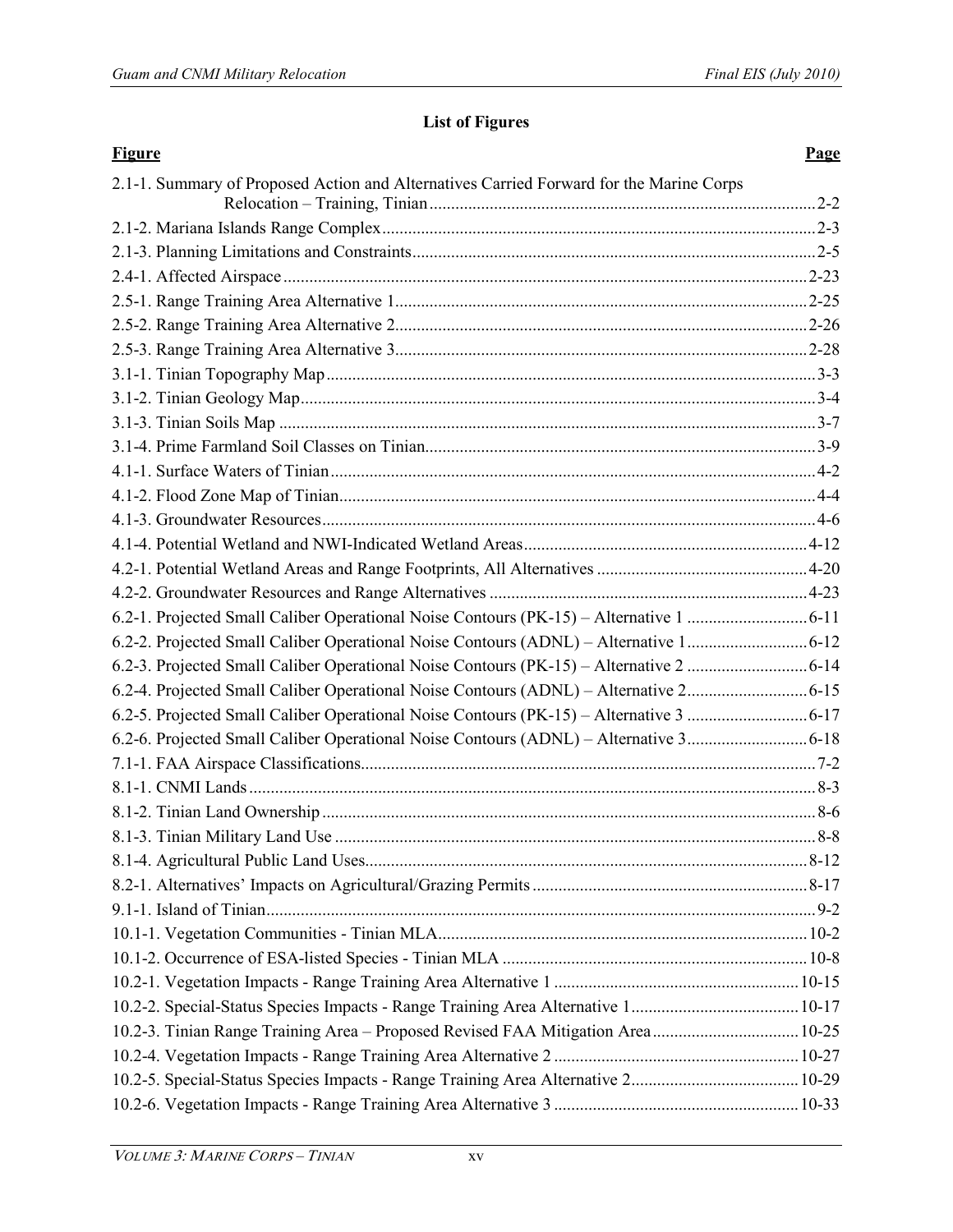## List of Figures

| Figure | Page |
|---|---|
| 2.1-1. Summary of Proposed Action and Alternatives Carried Forward for the Marine Corps Relocation – Training, Tinian | 2-2 |
| 2.1-2. Mariana Islands Range Complex | 2-3 |
| 2.1-3. Planning Limitations and Constraints | 2-5 |
| 2.4-1. Affected Airspace | 2-23 |
| 2.5-1. Range Training Area Alternative 1 | 2-25 |
| 2.5-2. Range Training Area Alternative 2 | 2-26 |
| 2.5-3. Range Training Area Alternative 3 | 2-28 |
| 3.1-1. Tinian Topography Map | 3-3 |
| 3.1-2. Tinian Geology Map | 3-4 |
| 3.1-3. Tinian Soils Map | 3-7 |
| 3.1-4. Prime Farmland Soil Classes on Tinian | 3-9 |
| 4.1-1. Surface Waters of Tinian | 4-2 |
| 4.1-2. Flood Zone Map of Tinian | 4-4 |
| 4.1-3. Groundwater Resources | 4-6 |
| 4.1-4. Potential Wetland and NWI-Indicated Wetland Areas | 4-12 |
| 4.2-1. Potential Wetland Areas and Range Footprints, All Alternatives | 4-20 |
| 4.2-2. Groundwater Resources and Range Alternatives | 4-23 |
| 6.2-1. Projected Small Caliber Operational Noise Contours (PK-15) – Alternative 1 | 6-11 |
| 6.2-2. Projected Small Caliber Operational Noise Contours (ADNL) – Alternative 1 | 6-12 |
| 6.2-3. Projected Small Caliber Operational Noise Contours (PK-15) – Alternative 2 | 6-14 |
| 6.2-4. Projected Small Caliber Operational Noise Contours (ADNL) – Alternative 2 | 6-15 |
| 6.2-5. Projected Small Caliber Operational Noise Contours (PK-15) – Alternative 3 | 6-17 |
| 6.2-6. Projected Small Caliber Operational Noise Contours (ADNL) – Alternative 3 | 6-18 |
| 7.1-1. FAA Airspace Classifications | 7-2 |
| 8.1-1. CNMI Lands | 8-3 |
| 8.1-2. Tinian Land Ownership | 8-6 |
| 8.1-3. Tinian Military Land Use | 8-8 |
| 8.1-4. Agricultural Public Land Uses | 8-12 |
| 8.2-1. Alternatives' Impacts on Agricultural/Grazing Permits | 8-17 |
| 9.1-1. Island of Tinian | 9-2 |
| 10.1-1. Vegetation Communities - Tinian MLA | 10-2 |
| 10.1-2. Occurrence of ESA-listed Species - Tinian MLA | 10-8 |
| 10.2-1. Vegetation Impacts - Range Training Area Alternative 1 | 10-15 |
| 10.2-2. Special-Status Species Impacts - Range Training Area Alternative 1 | 10-17 |
| 10.2-3. Tinian Range Training Area – Proposed Revised FAA Mitigation Area | 10-25 |
| 10.2-4. Vegetation Impacts - Range Training Area Alternative 2 | 10-27 |
| 10.2-5. Special-Status Species Impacts - Range Training Area Alternative 2 | 10-29 |
| 10.2-6. Vegetation Impacts - Range Training Area Alternative 3 | 10-33 |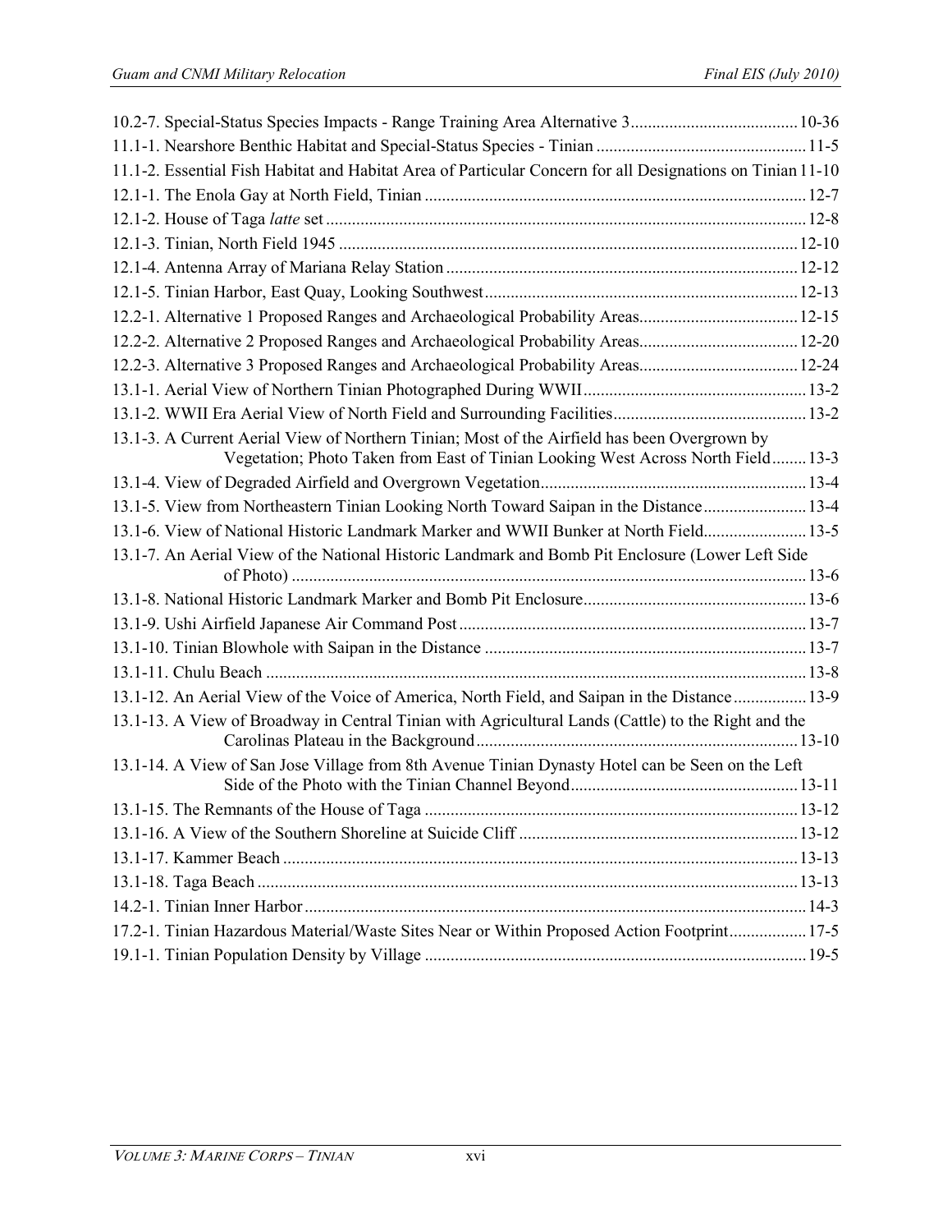10.2-7. Special-Status Species Impacts - Range Training Area Alternative 3 ....................................... 10-36
11.1-1. Nearshore Benthic Habitat and Special-Status Species - Tinian ................................................ 11-5
11.1-2. Essential Fish Habitat and Habitat Area of Particular Concern for all Designations on Tinian 11-10
12.1-1. The Enola Gay at North Field, Tinian ........................................................................................ 12-7
12.1-2. House of Taga *latte* set ............................................................................................................... 12-8
12.1-3. Tinian, North Field 1945 .......................................................................................................... 12-10
12.1-4. Antenna Array of Mariana Relay Station ................................................................................. 12-12
12.1-5. Tinian Harbor, East Quay, Looking Southwest ......................................................................... 12-13
12.2-1. Alternative 1 Proposed Ranges and Archaeological Probability Areas ..................................... 12-15
12.2-2. Alternative 2 Proposed Ranges and Archaeological Probability Areas ..................................... 12-20
12.2-3. Alternative 3 Proposed Ranges and Archaeological Probability Areas ..................................... 12-24
13.1-1. Aerial View of Northern Tinian Photographed During WWII .................................................... 13-2
13.1-2. WWII Era Aerial View of North Field and Surrounding Facilities ............................................. 13-2
13.1-3. A Current Aerial View of Northern Tinian; Most of the Airfield has been Overgrown by Vegetation; Photo Taken from East of Tinian Looking West Across North Field ........ 13-3
13.1-4. View of Degraded Airfield and Overgrown Vegetation .............................................................. 13-4
13.1-5. View from Northeastern Tinian Looking North Toward Saipan in the Distance ........................ 13-4
13.1-6. View of National Historic Landmark Marker and WWII Bunker at North Field ........................ 13-5
13.1-7. An Aerial View of the National Historic Landmark and Bomb Pit Enclosure (Lower Left Side of Photo) ....................................................................................................................... 13-6
13.1-8. National Historic Landmark Marker and Bomb Pit Enclosure .................................................... 13-6
13.1-9. Ushi Airfield Japanese Air Command Post ................................................................................ 13-7
13.1-10. Tinian Blowhole with Saipan in the Distance ........................................................................... 13-7
13.1-11. Chulu Beach ............................................................................................................................ 13-8
13.1-12. An Aerial View of the Voice of America, North Field, and Saipan in the Distance ................. 13-9
13.1-13. A View of Broadway in Central Tinian with Agricultural Lands (Cattle) to the Right and the Carolinas Plateau in the Background ........................................................................... 13-10
13.1-14. A View of San Jose Village from 8th Avenue Tinian Dynasty Hotel can be Seen on the Left Side of the Photo with the Tinian Channel Beyond ..................................................... 13-11
13.1-15. The Remnants of the House of Taga ....................................................................................... 13-12
13.1-16. A View of the Southern Shoreline at Suicide Cliff ................................................................. 13-12
13.1-17. Kammer Beach ....................................................................................................................... 13-13
13.1-18. Taga Beach ............................................................................................................................. 13-13
14.2-1. Tinian Inner Harbor .................................................................................................................... 14-3
17.2-1. Tinian Hazardous Material/Waste Sites Near or Within Proposed Action Footprint .................. 17-5
19.1-1. Tinian Population Density by Village ........................................................................................ 19-5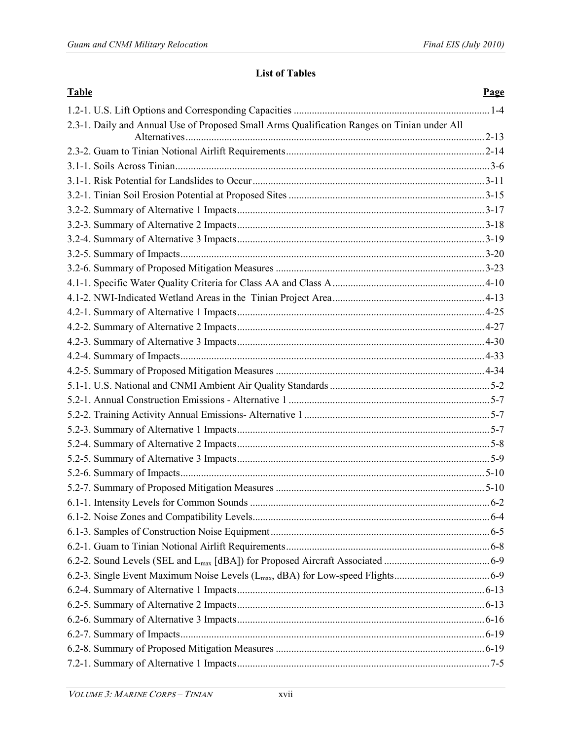## List of Tables

| Table | Page |
|---|---|
| 1.2-1. U.S. Lift Options and Corresponding Capacities | 1-4 |
| 2.3-1. Daily and Annual Use of Proposed Small Arms Qualification Ranges on Tinian under All Alternatives | 2-13 |
| 2.3-2. Guam to Tinian Notional Airlift Requirements | 2-14 |
| 3.1-1. Soils Across Tinian | 3-6 |
| 3.1-1. Risk Potential for Landslides to Occur | 3-11 |
| 3.2-1. Tinian Soil Erosion Potential at Proposed Sites | 3-15 |
| 3.2-2. Summary of Alternative 1 Impacts | 3-17 |
| 3.2-3. Summary of Alternative 2 Impacts | 3-18 |
| 3.2-4. Summary of Alternative 3 Impacts | 3-19 |
| 3.2-5. Summary of Impacts | 3-20 |
| 3.2-6. Summary of Proposed Mitigation Measures | 3-23 |
| 4.1-1. Specific Water Quality Criteria for Class AA and Class A | 4-10 |
| 4.1-2. NWI-Indicated Wetland Areas in the Tinian Project Area | 4-13 |
| 4.2-1. Summary of Alternative 1 Impacts | 4-25 |
| 4.2-2. Summary of Alternative 2 Impacts | 4-27 |
| 4.2-3. Summary of Alternative 3 Impacts | 4-30 |
| 4.2-4. Summary of Impacts | 4-33 |
| 4.2-5. Summary of Proposed Mitigation Measures | 4-34 |
| 5.1-1. U.S. National and CNMI Ambient Air Quality Standards | 5-2 |
| 5.2-1. Annual Construction Emissions - Alternative 1 | 5-7 |
| 5.2-2. Training Activity Annual Emissions- Alternative 1 | 5-7 |
| 5.2-3. Summary of Alternative 1 Impacts | 5-7 |
| 5.2-4. Summary of Alternative 2 Impacts | 5-8 |
| 5.2-5. Summary of Alternative 3 Impacts | 5-9 |
| 5.2-6. Summary of Impacts | 5-10 |
| 5.2-7. Summary of Proposed Mitigation Measures | 5-10 |
| 6.1-1. Intensity Levels for Common Sounds | 6-2 |
| 6.1-2. Noise Zones and Compatibility Levels | 6-4 |
| 6.1-3. Samples of Construction Noise Equipment | 6-5 |
| 6.2-1. Guam to Tinian Notional Airlift Requirements | 6-8 |
| 6.2-2. Sound Levels (SEL and $L_{max}$ [dBA]) for Proposed Aircraft Associated | 6-9 |
| 6.2-3. Single Event Maximum Noise Levels ($L_{max}$, dBA) for Low-speed Flights | 6-9 |
| 6.2-4. Summary of Alternative 1 Impacts | 6-13 |
| 6.2-5. Summary of Alternative 2 Impacts | 6-13 |
| 6.2-6. Summary of Alternative 3 Impacts | 6-16 |
| 6.2-7. Summary of Impacts | 6-19 |
| 6.2-8. Summary of Proposed Mitigation Measures | 6-19 |
| 7.2-1. Summary of Alternative 1 Impacts | 7-5 |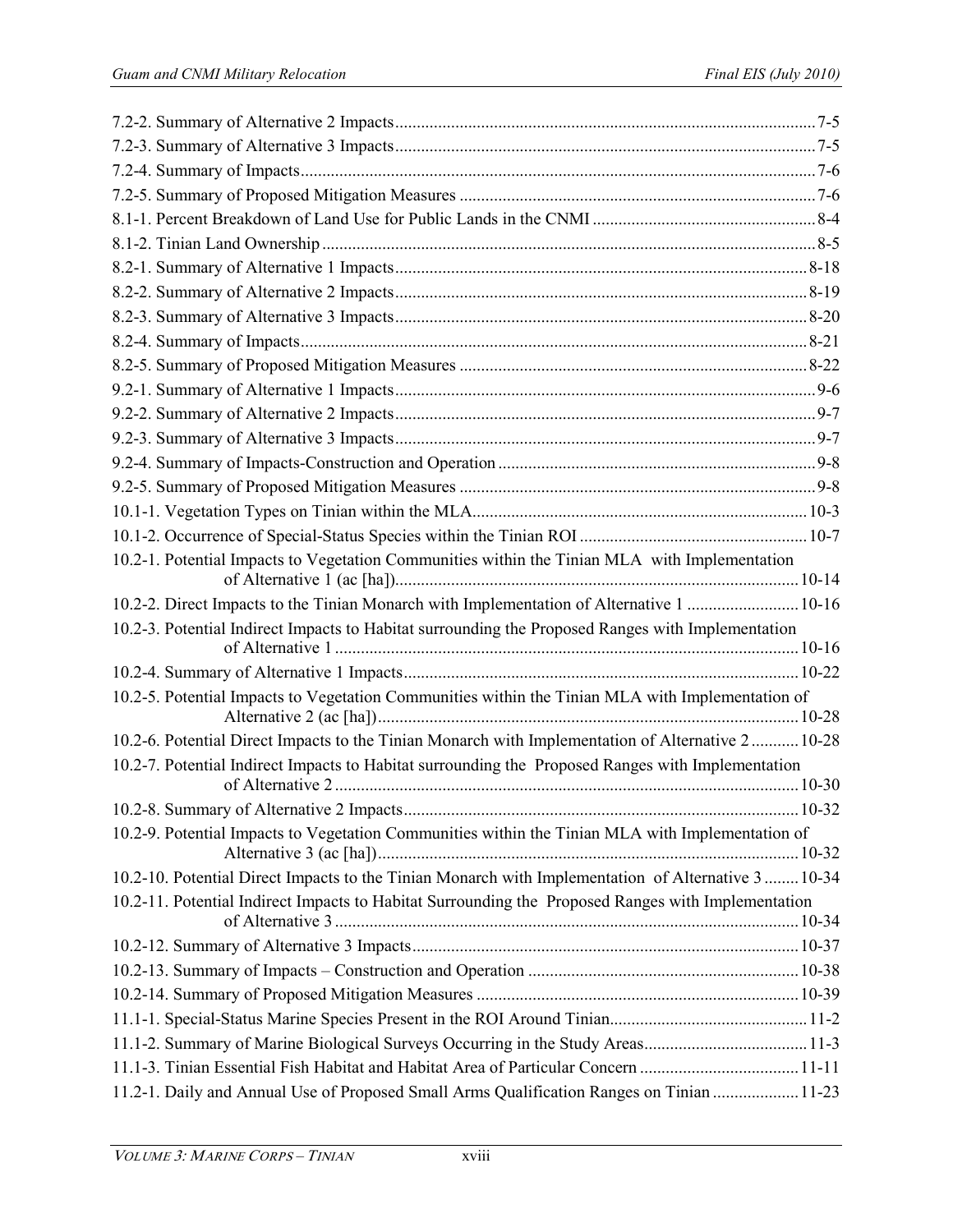7.2-2. Summary of Alternative 2 Impacts....................................................................................................7-5
7.2-3. Summary of Alternative 3 Impacts....................................................................................................7-5
7.2-4. Summary of Impacts..........................................................................................................................7-6
7.2-5. Summary of Proposed Mitigation Measures .....................................................................................7-6
8.1-1. Percent Breakdown of Land Use for Public Lands in the CNMI .......................................................8-4
8.1-2. Tinian Land Ownership......................................................................................................................8-5
8.2-1. Summary of Alternative 1 Impacts..................................................................................................8-18
8.2-2. Summary of Alternative 2 Impacts..................................................................................................8-19
8.2-3. Summary of Alternative 3 Impacts..................................................................................................8-20
8.2-4. Summary of Impacts........................................................................................................................8-21
8.2-5. Summary of Proposed Mitigation Measures ...................................................................................8-22
9.2-1. Summary of Alternative 1 Impacts....................................................................................................9-6
9.2-2. Summary of Alternative 2 Impacts....................................................................................................9-7
9.2-3. Summary of Alternative 3 Impacts....................................................................................................9-7
9.2-4. Summary of Impacts-Construction and Operation ............................................................................9-8
9.2-5. Summary of Proposed Mitigation Measures .....................................................................................9-8
10.1-1. Vegetation Types on Tinian within the MLA................................................................................10-3
10.1-2. Occurrence of Special-Status Species within the Tinian ROI .......................................................10-7
10.2-1. Potential Impacts to Vegetation Communities within the Tinian MLA with Implementation of Alternative 1 (ac [ha])...............................................................................................10-14
10.2-2. Direct Impacts to the Tinian Monarch with Implementation of Alternative 1 ...........................10-16
10.2-3. Potential Indirect Impacts to Habitat surrounding the Proposed Ranges with Implementation of Alternative 1 ..............................................................................................................10-16
10.2-4. Summary of Alternative 1 Impacts..............................................................................................10-22
10.2-5. Potential Impacts to Vegetation Communities within the Tinian MLA with Implementation of Alternative 2 (ac [ha])....................................................................................................10-28
10.2-6. Potential Direct Impacts to the Tinian Monarch with Implementation of Alternative 2 ...........10-28
10.2-7. Potential Indirect Impacts to Habitat surrounding the Proposed Ranges with Implementation of Alternative 2 ..............................................................................................................10-30
10.2-8. Summary of Alternative 2 Impacts..............................................................................................10-32
10.2-9. Potential Impacts to Vegetation Communities within the Tinian MLA with Implementation of Alternative 3 (ac [ha])....................................................................................................10-32
10.2-10. Potential Direct Impacts to the Tinian Monarch with Implementation of Alternative 3 ........10-34
10.2-11. Potential Indirect Impacts to Habitat Surrounding the Proposed Ranges with Implementation of Alternative 3 ..............................................................................................................10-34
10.2-12. Summary of Alternative 3 Impacts............................................................................................10-37
10.2-13. Summary of Impacts – Construction and Operation ................................................................10-38
10.2-14. Summary of Proposed Mitigation Measures ............................................................................10-39
11.1-1. Special-Status Marine Species Present in the ROI Around Tinian.................................................11-2
11.1-2. Summary of Marine Biological Surveys Occurring in the Study Areas.........................................11-3
11.1-3. Tinian Essential Fish Habitat and Habitat Area of Particular Concern ........................................11-11
11.2-1. Daily and Annual Use of Proposed Small Arms Qualification Ranges on Tinian .......................11-23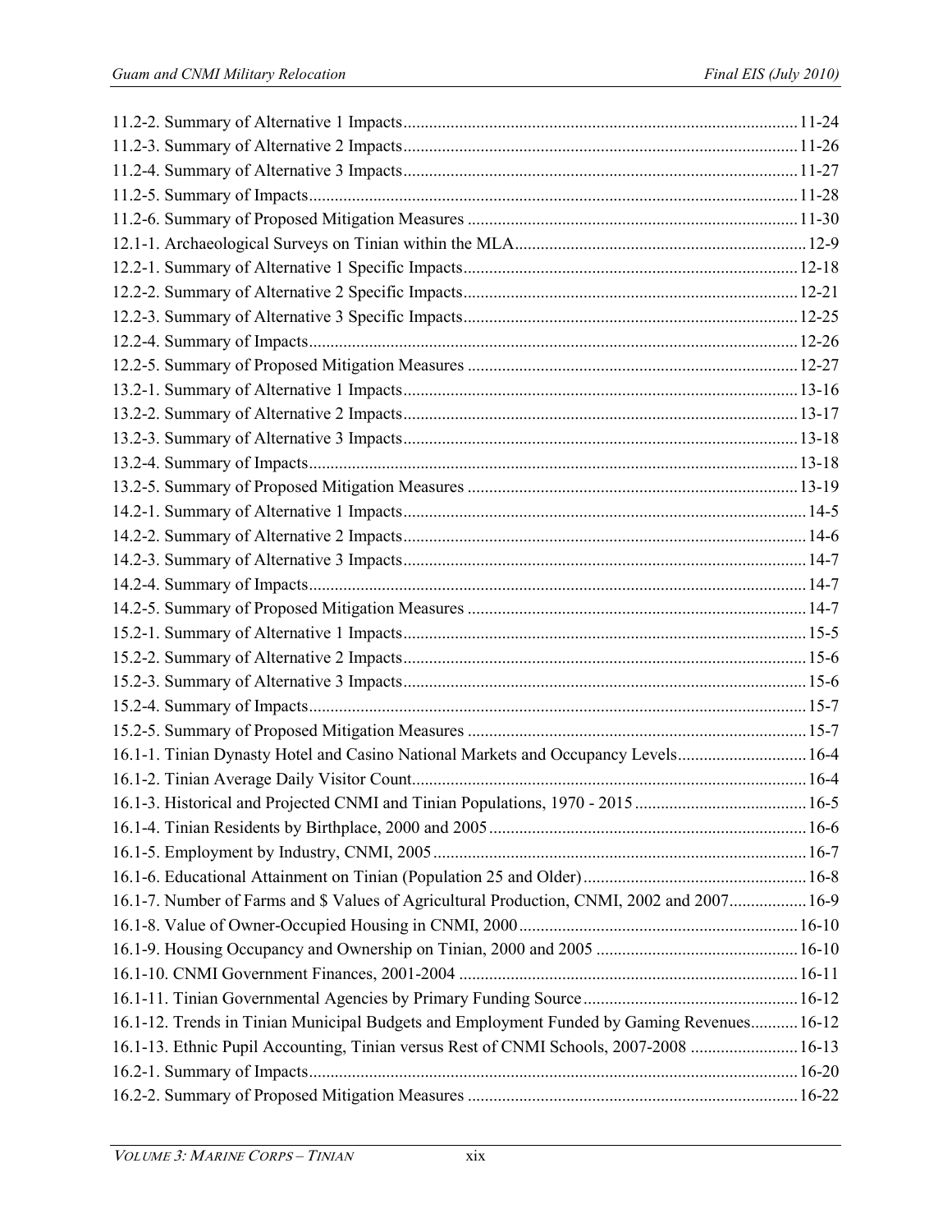11.2-2. Summary of Alternative 1 Impacts ........................................................................................ 11-24
11.2-3. Summary of Alternative 2 Impacts ........................................................................................ 11-26
11.2-4. Summary of Alternative 3 Impacts ........................................................................................ 11-27
11.2-5. Summary of Impacts ............................................................................................................. 11-28
11.2-6. Summary of Proposed Mitigation Measures ......................................................................... 11-30
12.1-1. Archaeological Surveys on Tinian within the MLA ................................................................ 12-9
12.2-1. Summary of Alternative 1 Specific Impacts .......................................................................... 12-18
12.2-2. Summary of Alternative 2 Specific Impacts .......................................................................... 12-21
12.2-3. Summary of Alternative 3 Specific Impacts .......................................................................... 12-25
12.2-4. Summary of Impacts ............................................................................................................. 12-26
12.2-5. Summary of Proposed Mitigation Measures ......................................................................... 12-27
13.2-1. Summary of Alternative 1 Impacts ........................................................................................ 13-16
13.2-2. Summary of Alternative 2 Impacts ........................................................................................ 13-17
13.2-3. Summary of Alternative 3 Impacts ........................................................................................ 13-18
13.2-4. Summary of Impacts ............................................................................................................. 13-18
13.2-5. Summary of Proposed Mitigation Measures ......................................................................... 13-19
14.2-1. Summary of Alternative 1 Impacts .......................................................................................... 14-5
14.2-2. Summary of Alternative 2 Impacts .......................................................................................... 14-6
14.2-3. Summary of Alternative 3 Impacts .......................................................................................... 14-7
14.2-4. Summary of Impacts ............................................................................................................... 14-7
14.2-5. Summary of Proposed Mitigation Measures ........................................................................... 14-7
15.2-1. Summary of Alternative 1 Impacts .......................................................................................... 15-5
15.2-2. Summary of Alternative 2 Impacts .......................................................................................... 15-6
15.2-3. Summary of Alternative 3 Impacts .......................................................................................... 15-6
15.2-4. Summary of Impacts ............................................................................................................... 15-7
15.2-5. Summary of Proposed Mitigation Measures ........................................................................... 15-7
16.1-1. Tinian Dynasty Hotel and Casino National Markets and Occupancy Levels ........................... 16-4
16.1-2. Tinian Average Daily Visitor Count ........................................................................................ 16-4
16.1-3. Historical and Projected CNMI and Tinian Populations, 1970 - 2015 .................................... 16-5
16.1-4. Tinian Residents by Birthplace, 2000 and 2005 ...................................................................... 16-6
16.1-5. Employment by Industry, CNMI, 2005 ................................................................................... 16-7
16.1-6. Educational Attainment on Tinian (Population 25 and Older) ................................................ 16-8
16.1-7. Number of Farms and $ Values of Agricultural Production, CNMI, 2002 and 2007 ............... 16-9
16.1-8. Value of Owner-Occupied Housing in CNMI, 2000 ............................................................... 16-10
16.1-9. Housing Occupancy and Ownership on Tinian, 2000 and 2005 ............................................. 16-10
16.1-10. CNMI Government Finances, 2001-2004 ............................................................................. 16-11
16.1-11. Tinian Governmental Agencies by Primary Funding Source ................................................ 16-12
16.1-12. Trends in Tinian Municipal Budgets and Employment Funded by Gaming Revenues .......... 16-12
16.1-13. Ethnic Pupil Accounting, Tinian versus Rest of CNMI Schools, 2007-2008 ........................ 16-13
16.2-1. Summary of Impacts ............................................................................................................... 16-20
16.2-2. Summary of Proposed Mitigation Measures ........................................................................... 16-22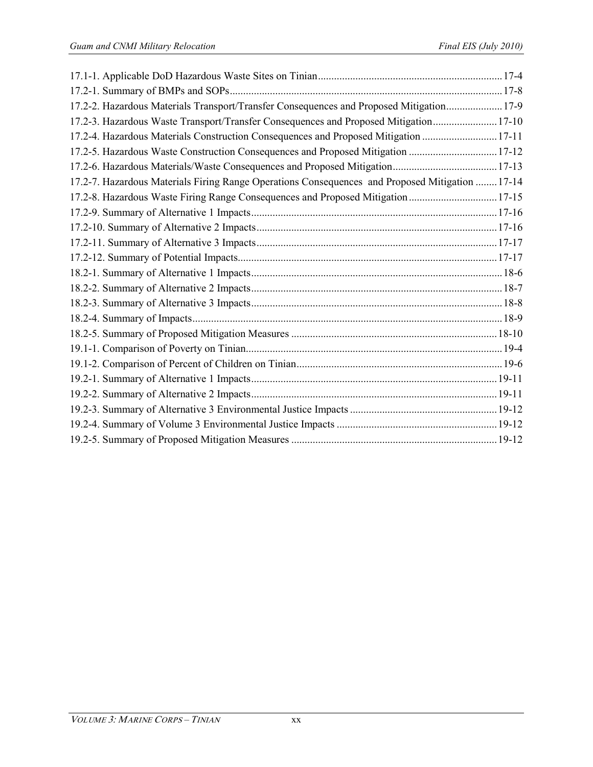17.1-1. Applicable DoD Hazardous Waste Sites on Tinian .................................................................... 17-4
17.2-1. Summary of BMPs and SOPs ..................................................................................................... 17-8
17.2-2. Hazardous Materials Transport/Transfer Consequences and Proposed Mitigation ..................... 17-9
17.2-3. Hazardous Waste Transport/Transfer Consequences and Proposed Mitigation ........................ 17-10
17.2-4. Hazardous Materials Construction Consequences and Proposed Mitigation ............................ 17-11
17.2-5. Hazardous Waste Construction Consequences and Proposed Mitigation ................................. 17-12
17.2-6. Hazardous Materials/Waste Consequences and Proposed Mitigation ....................................... 17-13
17.2-7. Hazardous Materials Firing Range Operations Consequences and Proposed Mitigation ........ 17-14
17.2-8. Hazardous Waste Firing Range Consequences and Proposed Mitigation ................................. 17-15
17.2-9. Summary of Alternative 1 Impacts ............................................................................................ 17-16
17.2-10. Summary of Alternative 2 Impacts .......................................................................................... 17-16
17.2-11. Summary of Alternative 3 Impacts .......................................................................................... 17-17
17.2-12. Summary of Potential Impacts ................................................................................................. 17-17
18.2-1. Summary of Alternative 1 Impacts .............................................................................................. 18-6
18.2-2. Summary of Alternative 2 Impacts .............................................................................................. 18-7
18.2-3. Summary of Alternative 3 Impacts .............................................................................................. 18-8
18.2-4. Summary of Impacts .................................................................................................................... 18-9
18.2-5. Summary of Proposed Mitigation Measures ............................................................................. 18-10
19.1-1. Comparison of Poverty on Tinian ................................................................................................ 19-4
19.1-2. Comparison of Percent of Children on Tinian ............................................................................. 19-6
19.2-1. Summary of Alternative 1 Impacts ............................................................................................ 19-11
19.2-2. Summary of Alternative 2 Impacts ............................................................................................ 19-11
19.2-3. Summary of Alternative 3 Environmental Justice Impacts ....................................................... 19-12
19.2-4. Summary of Volume 3 Environmental Justice Impacts ............................................................ 19-12
19.2-5. Summary of Proposed Mitigation Measures ............................................................................. 19-12